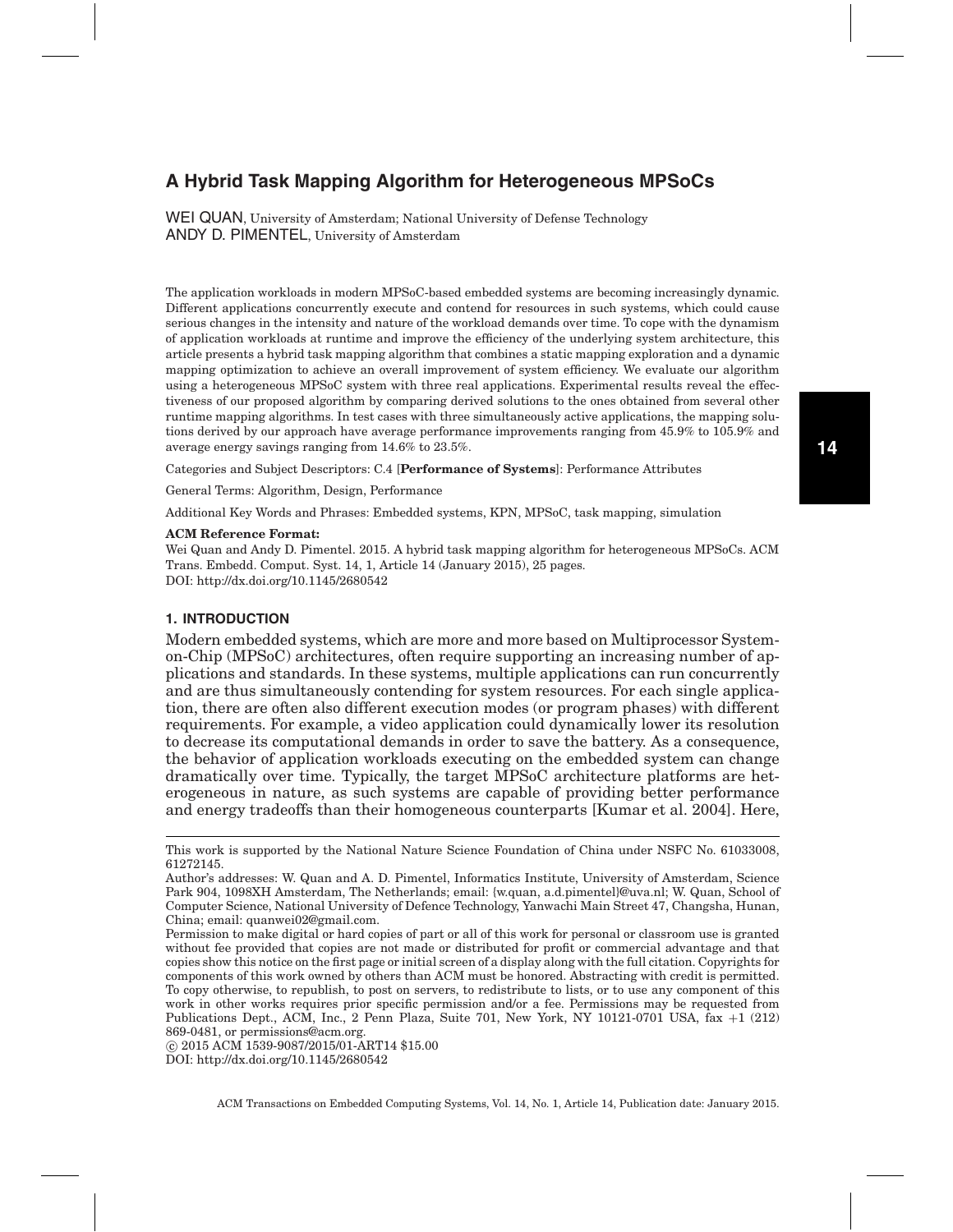# A Hybrid Task Mapping Algorithm for Heterogeneous MPSoCs

WEI QUAN, University of Amsterdam; National University of Defense Technology
ANDY D. PIMENTEL, University of Amsterdam

The application workloads in modern MPSoC-based embedded systems are becoming increasingly dynamic. Different applications concurrently execute and contend for resources in such systems, which could cause serious changes in the intensity and nature of the workload demands over time. To cope with the dynamism of application workloads at runtime and improve the efficiency of the underlying system architecture, this article presents a hybrid task mapping algorithm that combines a static mapping exploration and a dynamic mapping optimization to achieve an overall improvement of system efficiency. We evaluate our algorithm using a heterogeneous MPSoC system with three real applications. Experimental results reveal the effectiveness of our proposed algorithm by comparing derived solutions to the ones obtained from several other runtime mapping algorithms. In test cases with three simultaneously active applications, the mapping solutions derived by our approach have average performance improvements ranging from 45.9% to 105.9% and average energy savings ranging from 14.6% to 23.5%.

Categories and Subject Descriptors: C.4 [**Performance of Systems**]: Performance Attributes

General Terms: Algorithm, Design, Performance

Additional Key Words and Phrases: Embedded systems, KPN, MPSoC, task mapping, simulation

**ACM Reference Format:**
Wei Quan and Andy D. Pimentel. 2015. A hybrid task mapping algorithm for heterogeneous MPSoCs. ACM Trans. Embedd. Comput. Syst. 14, 1, Article 14 (January 2015), 25 pages.
DOI: http://dx.doi.org/10.1145/2680542

## 1. INTRODUCTION

Modern embedded systems, which are more and more based on Multiprocessor System-on-Chip (MPSoC) architectures, often require supporting an increasing number of applications and standards. In these systems, multiple applications can run concurrently and are thus simultaneously contending for system resources. For each single application, there are often also different execution modes (or program phases) with different requirements. For example, a video application could dynamically lower its resolution to decrease its computational demands in order to save the battery. As a consequence, the behavior of application workloads executing on the embedded system can change dramatically over time. Typically, the target MPSoC architecture platforms are heterogeneous in nature, as such systems are capable of providing better performance and energy tradeoffs than their homogeneous counterparts [Kumar et al. 2004]. Here,

---

This work is supported by the National Nature Science Foundation of China under NSFC No. 61033008, 61272145.

Author's addresses: W. Quan and A. D. Pimentel, Informatics Institute, University of Amsterdam, Science Park 904, 1098XH Amsterdam, The Netherlands; email: {w.quan, a.d.pimentel}@uva.nl; W. Quan, School of Computer Science, National University of Defence Technology, Yanwachi Main Street 47, Changsha, Hunan, China; email: quanwei02@gmail.com.

Permission to make digital or hard copies of part or all of this work for personal or classroom use is granted without fee provided that copies are not made or distributed for profit or commercial advantage and that copies show this notice on the first page or initial screen of a display along with the full citation. Copyrights for components of this work owned by others than ACM must be honored. Abstracting with credit is permitted. To copy otherwise, to republish, to post on servers, to redistribute to lists, or to use any component of this work in other works requires prior specific permission and/or a fee. Permissions may be requested from Publications Dept., ACM, Inc., 2 Penn Plaza, Suite 701, New York, NY 10121-0701 USA, fax +1 (212) 869-0481, or permissions@acm.org.

© 2015 ACM 1539-9087/2015/01-ART14 $15.00
DOI: http://dx.doi.org/10.1145/2680542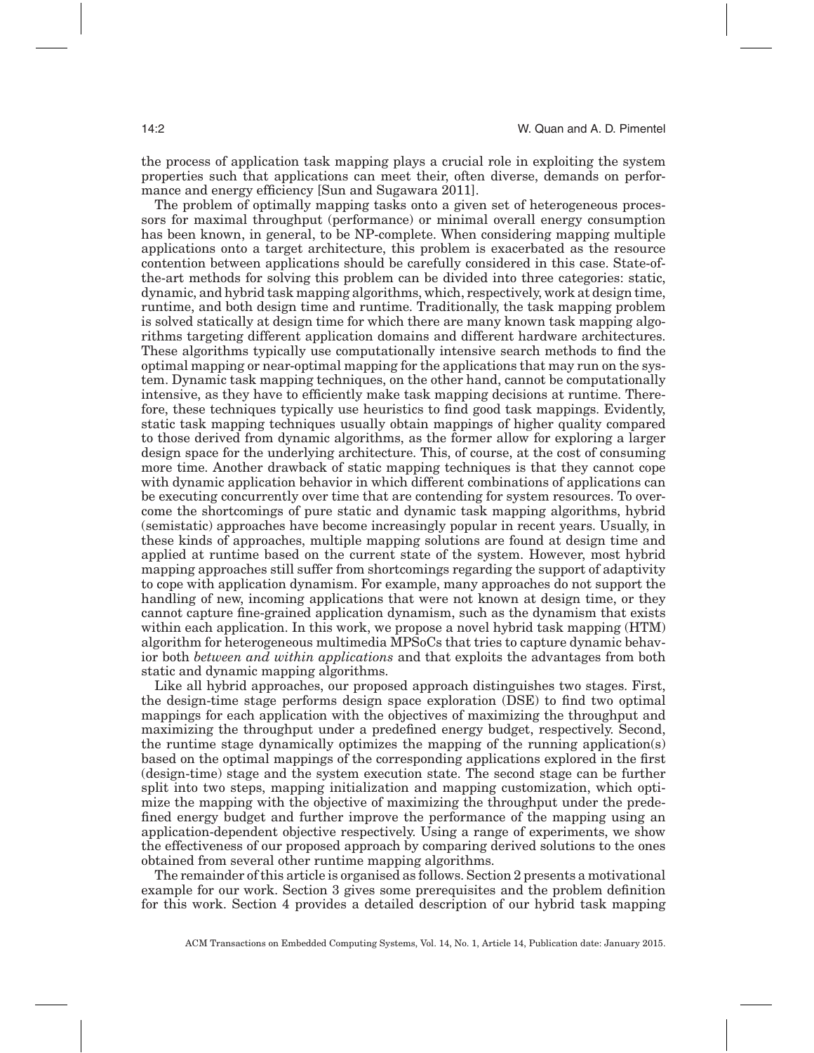the process of application task mapping plays a crucial role in exploiting the system properties such that applications can meet their, often diverse, demands on performance and energy efficiency [Sun and Sugawara 2011].

The problem of optimally mapping tasks onto a given set of heterogeneous processors for maximal throughput (performance) or minimal overall energy consumption has been known, in general, to be NP-complete. When considering mapping multiple applications onto a target architecture, this problem is exacerbated as the resource contention between applications should be carefully considered in this case. State-of-the-art methods for solving this problem can be divided into three categories: static, dynamic, and hybrid task mapping algorithms, which, respectively, work at design time, runtime, and both design time and runtime. Traditionally, the task mapping problem is solved statically at design time for which there are many known task mapping algorithms targeting different application domains and different hardware architectures. These algorithms typically use computationally intensive search methods to find the optimal mapping or near-optimal mapping for the applications that may run on the system. Dynamic task mapping techniques, on the other hand, cannot be computationally intensive, as they have to efficiently make task mapping decisions at runtime. Therefore, these techniques typically use heuristics to find good task mappings. Evidently, static task mapping techniques usually obtain mappings of higher quality compared to those derived from dynamic algorithms, as the former allow for exploring a larger design space for the underlying architecture. This, of course, at the cost of consuming more time. Another drawback of static mapping techniques is that they cannot cope with dynamic application behavior in which different combinations of applications can be executing concurrently over time that are contending for system resources. To overcome the shortcomings of pure static and dynamic task mapping algorithms, hybrid (semistatic) approaches have become increasingly popular in recent years. Usually, in these kinds of approaches, multiple mapping solutions are found at design time and applied at runtime based on the current state of the system. However, most hybrid mapping approaches still suffer from shortcomings regarding the support of adaptivity to cope with application dynamism. For example, many approaches do not support the handling of new, incoming applications that were not known at design time, or they cannot capture fine-grained application dynamism, such as the dynamism that exists within each application. In this work, we propose a novel hybrid task mapping (HTM) algorithm for heterogeneous multimedia MPSoCs that tries to capture dynamic behavior both *between and within applications* and that exploits the advantages from both static and dynamic mapping algorithms.

Like all hybrid approaches, our proposed approach distinguishes two stages. First, the design-time stage performs design space exploration (DSE) to find two optimal mappings for each application with the objectives of maximizing the throughput and maximizing the throughput under a predefined energy budget, respectively. Second, the runtime stage dynamically optimizes the mapping of the running application(s) based on the optimal mappings of the corresponding applications explored in the first (design-time) stage and the system execution state. The second stage can be further split into two steps, mapping initialization and mapping customization, which optimize the mapping with the objective of maximizing the throughput under the predefined energy budget and further improve the performance of the mapping using an application-dependent objective respectively. Using a range of experiments, we show the effectiveness of our proposed approach by comparing derived solutions to the ones obtained from several other runtime mapping algorithms.

The remainder of this article is organised as follows. Section 2 presents a motivational example for our work. Section 3 gives some prerequisites and the problem definition for this work. Section 4 provides a detailed description of our hybrid task mapping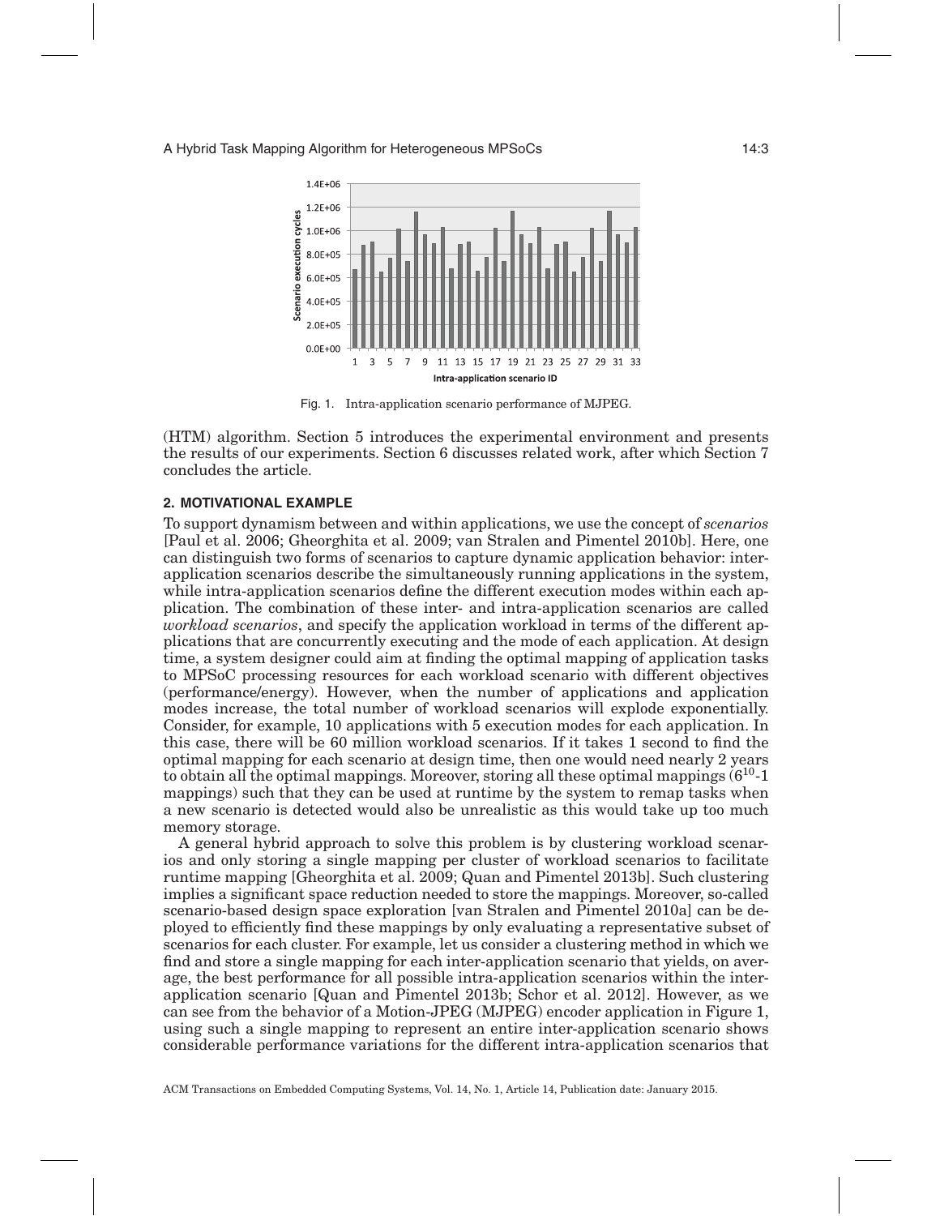Fig. 1. Intra-application scenario performance of MJPEG.

(HTM) algorithm. Section 5 introduces the experimental environment and presents the results of our experiments. Section 6 discusses related work, after which Section 7 concludes the article.

## 2. MOTIVATIONAL EXAMPLE

To support dynamism between and within applications, we use the concept of *scenarios* [Paul et al. 2006; Gheorghita et al. 2009; van Stralen and Pimentel 2010b]. Here, one can distinguish two forms of scenarios to capture dynamic application behavior: inter-application scenarios describe the simultaneously running applications in the system, while intra-application scenarios define the different execution modes within each application. The combination of these inter- and intra-application scenarios are called *workload scenarios*, and specify the application workload in terms of the different applications that are concurrently executing and the mode of each application. At design time, a system designer could aim at finding the optimal mapping of application tasks to MPSoC processing resources for each workload scenario with different objectives (performance/energy). However, when the number of applications and application modes increase, the total number of workload scenarios will explode exponentially. Consider, for example, 10 applications with 5 execution modes for each application. In this case, there will be 60 million workload scenarios. If it takes 1 second to find the optimal mapping for each scenario at design time, then one would need nearly 2 years to obtain all the optimal mappings. Moreover, storing all these optimal mappings ($6^{10}$-1 mappings) such that they can be used at runtime by the system to remap tasks when a new scenario is detected would also be unrealistic as this would take up too much memory storage.

A general hybrid approach to solve this problem is by clustering workload scenarios and only storing a single mapping per cluster of workload scenarios to facilitate runtime mapping [Gheorghita et al. 2009; Quan and Pimentel 2013b]. Such clustering implies a significant space reduction needed to store the mappings. Moreover, so-called scenario-based design space exploration [van Stralen and Pimentel 2010a] can be deployed to efficiently find these mappings by only evaluating a representative subset of scenarios for each cluster. For example, let us consider a clustering method in which we find and store a single mapping for each inter-application scenario that yields, on average, the best performance for all possible intra-application scenarios within the inter-application scenario [Quan and Pimentel 2013b; Schor et al. 2012]. However, as we can see from the behavior of a Motion-JPEG (MJPEG) encoder application in Figure 1, using such a single mapping to represent an entire inter-application scenario shows considerable performance variations for the different intra-application scenarios that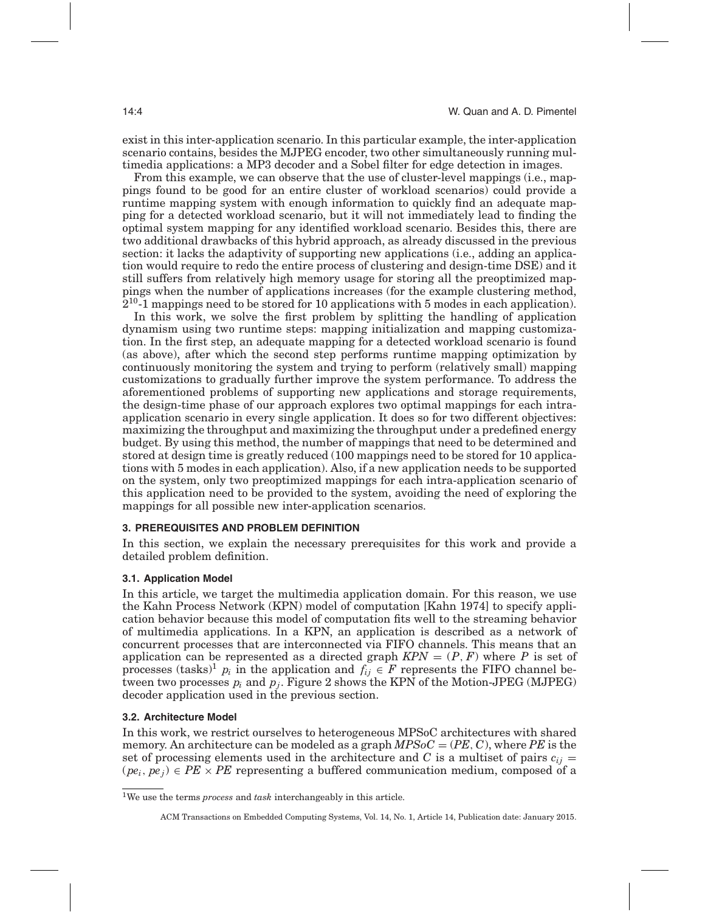exist in this inter-application scenario. In this particular example, the inter-application scenario contains, besides the MJPEG encoder, two other simultaneously running multimedia applications: a MP3 decoder and a Sobel filter for edge detection in images.

From this example, we can observe that the use of cluster-level mappings (i.e., mappings found to be good for an entire cluster of workload scenarios) could provide a runtime mapping system with enough information to quickly find an adequate mapping for a detected workload scenario, but it will not immediately lead to finding the optimal system mapping for any identified workload scenario. Besides this, there are two additional drawbacks of this hybrid approach, as already discussed in the previous section: it lacks the adaptivity of supporting new applications (i.e., adding an application would require to redo the entire process of clustering and design-time DSE) and it still suffers from relatively high memory usage for storing all the preoptimized mappings when the number of applications increases (for the example clustering method, $2^{10}$-1 mappings need to be stored for 10 applications with 5 modes in each application).

In this work, we solve the first problem by splitting the handling of application dynamism using two runtime steps: mapping initialization and mapping customization. In the first step, an adequate mapping for a detected workload scenario is found (as above), after which the second step performs runtime mapping optimization by continuously monitoring the system and trying to perform (relatively small) mapping customizations to gradually further improve the system performance. To address the aforementioned problems of supporting new applications and storage requirements, the design-time phase of our approach explores two optimal mappings for each intra-application scenario in every single application. It does so for two different objectives: maximizing the throughput and maximizing the throughput under a predefined energy budget. By using this method, the number of mappings that need to be determined and stored at design time is greatly reduced (100 mappings need to be stored for 10 applications with 5 modes in each application). Also, if a new application needs to be supported on the system, only two preoptimized mappings for each intra-application scenario of this application need to be provided to the system, avoiding the need of exploring the mappings for all possible new inter-application scenarios.

## 3. PREREQUISITES AND PROBLEM DEFINITION

In this section, we explain the necessary prerequisites for this work and provide a detailed problem definition.

### 3.1. Application Model

In this article, we target the multimedia application domain. For this reason, we use the Kahn Process Network (KPN) model of computation [Kahn 1974] to specify application behavior because this model of computation fits well to the streaming behavior of multimedia applications. In a KPN, an application is described as a network of concurrent processes that are interconnected via FIFO channels. This means that an application can be represented as a directed graph $KPN = (P, F)$ where $P$ is set of processes (tasks)[1] $p_i$ in the application and $f_{ij} \in F$ represents the FIFO channel between two processes $p_i$ and $p_j$. Figure 2 shows the KPN of the Motion-JPEG (MJPEG) decoder application used in the previous section.

### 3.2. Architecture Model

In this work, we restrict ourselves to heterogeneous MPSoC architectures with shared memory. An architecture can be modeled as a graph $MPSoC = (PE, C)$, where $PE$ is the set of processing elements used in the architecture and $C$ is a multiset of pairs $c_{ij} = (pe_i, pe_j) \in PE \times PE$ representing a buffered communication medium, composed of a

[1] We use the terms *process* and *task* interchangeably in this article.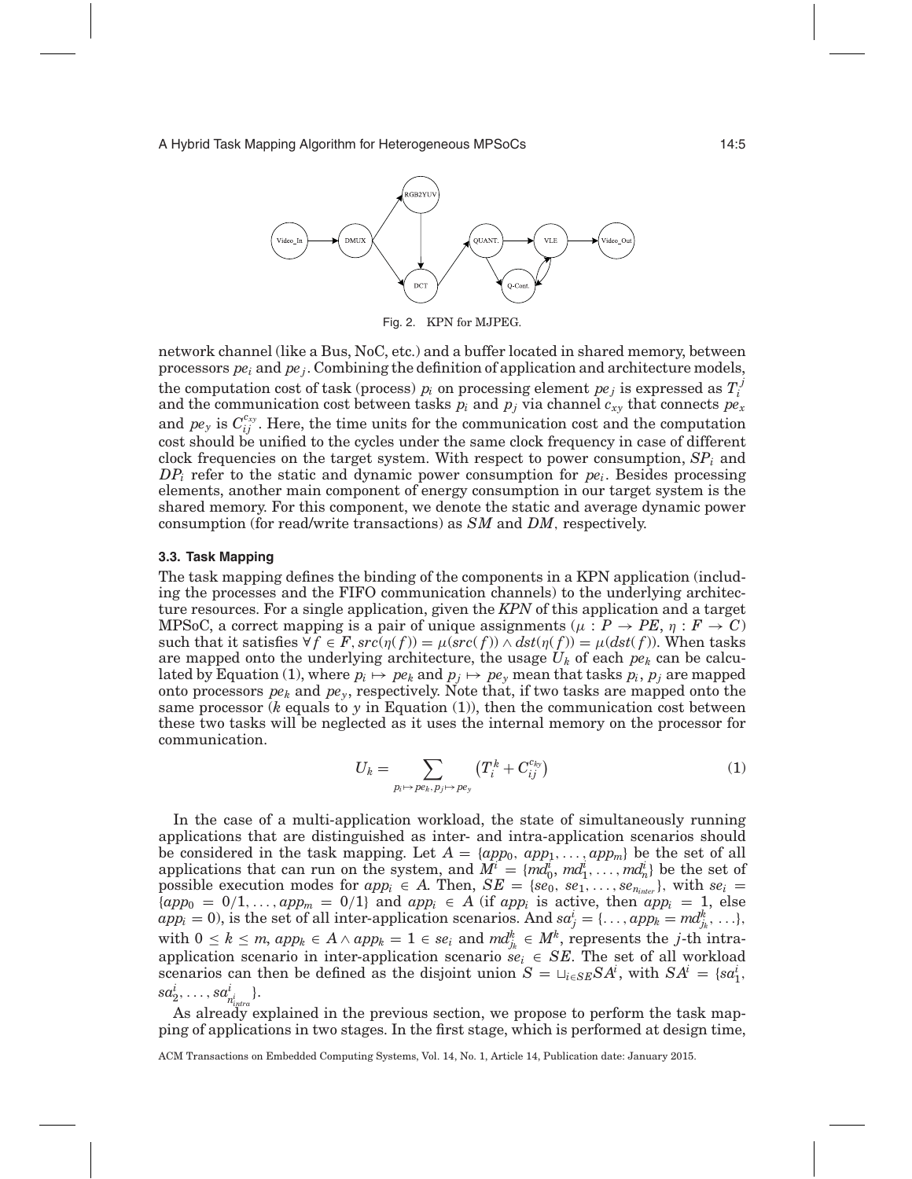Fig. 2. KPN for MJPEG.

network channel (like a Bus, NoC, etc.) and a buffer located in shared memory, between processors $pe_i$ and $pe_j$. Combining the definition of application and architecture models, the computation cost of task (process) $p_i$ on processing element $pe_j$ is expressed as $T_i^j$ and the communication cost between tasks $p_i$ and $p_j$ via channel $c_{xy}$ that connects $pe_x$ and $pe_y$ is $C_{ij}^{c_{xy}}$. Here, the time units for the communication cost and the computation cost should be unified to the cycles under the same clock frequency in case of different clock frequencies on the target system. With respect to power consumption, $SP_i$ and $DP_i$ refer to the static and dynamic power consumption for $pe_i$. Besides processing elements, another main component of energy consumption in our target system is the shared memory. For this component, we denote the static and average dynamic power consumption (for read/write transactions) as $SM$ and $DM$, respectively.

### 3.3. Task Mapping

The task mapping defines the binding of the components in a KPN application (including the processes and the FIFO communication channels) to the underlying architecture resources. For a single application, given the *KPN* of this application and a target MPSoC, a correct mapping is a pair of unique assignments ($\mu : P \rightarrow PE$, $\eta : F \rightarrow C$) such that it satisfies $\forall f \in F, src(\eta(f)) = \mu(src(f)) \wedge dst(\eta(f)) = \mu(dst(f))$. When tasks are mapped onto the underlying architecture, the usage $U_k$ of each $pe_k$ can be calculated by Equation (1), where $p_i \mapsto pe_k$ and $p_j \mapsto pe_y$ mean that tasks $p_i$, $p_j$ are mapped onto processors $pe_k$ and $pe_y$, respectively. Note that, if two tasks are mapped onto the same processor ($k$ equals to $y$ in Equation (1)), then the communication cost between these two tasks will be neglected as it uses the internal memory on the processor for communication.

$$U_k = \sum_{p_i \mapsto pe_k,\, p_j \mapsto pe_y} \left( T_i^k + C_{ij}^{c_{ky}} \right) \tag{1}$$

In the case of a multi-application workload, the state of simultaneously running applications that are distinguished as inter- and intra-application scenarios should be considered in the task mapping. Let $A = \{app_0, app_1, \ldots, app_m\}$ be the set of all applications that can run on the system, and $M^i = \{md_0^i, md_1^i, \ldots, md_n^i\}$ be the set of possible execution modes for $app_i \in A$. Then, $SE = \{se_0, se_1, \ldots, se_{n_{inter}}\}$, with $se_i = \{app_0 = 0/1, \ldots, app_m = 0/1\}$ and $app_i \in A$ (if $app_i$ is active, then $app_i = 1$, else $app_i = 0$), is the set of all inter-application scenarios. And $sa_j^i = \{\ldots, app_k = md_{j_k}^k, \ldots\}$, with $0 \leq k \leq m$, $app_k \in A \wedge app_k = 1 \in se_i$ and $md_{j_k}^k \in M^k$, represents the $j$-th intra-application scenario in inter-application scenario $se_i \in SE$. The set of all workload scenarios can then be defined as the disjoint union $S = \sqcup_{i \in SE} SA^i$, with $SA^i = \{sa_1^i, sa_2^i, \ldots, sa_{n_{intra}^i}^i\}$.

As already explained in the previous section, we propose to perform the task mapping of applications in two stages. In the first stage, which is performed at design time,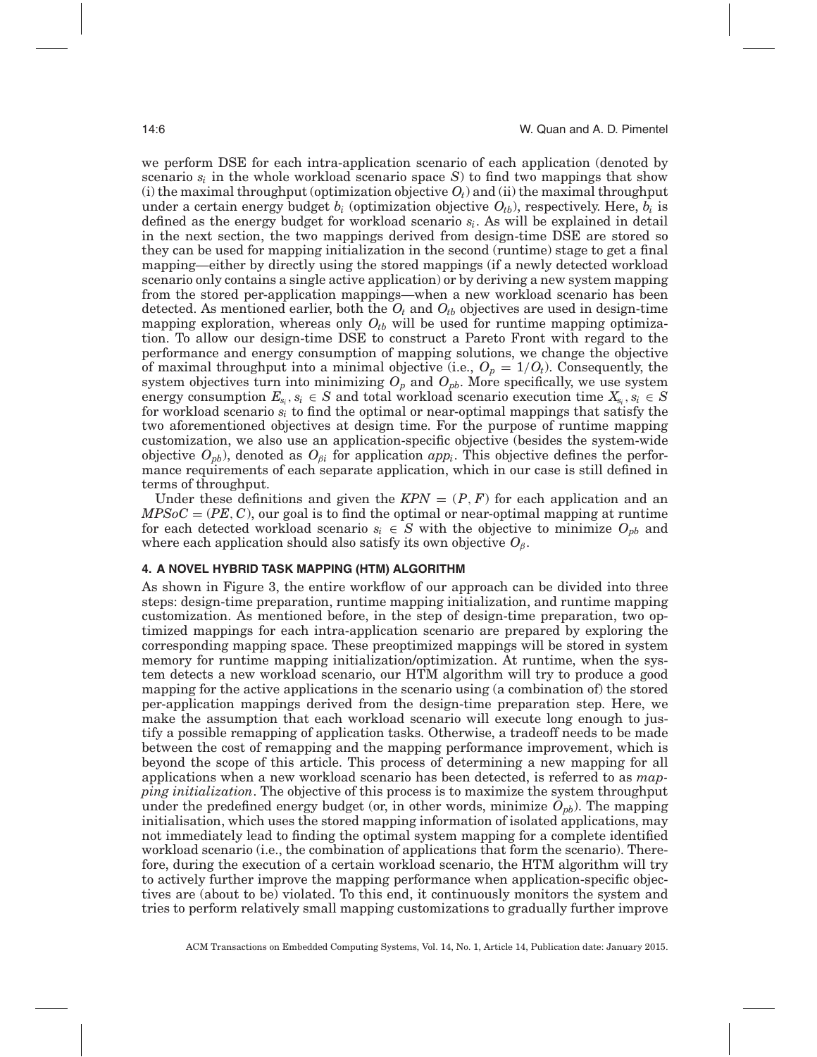we perform DSE for each intra-application scenario of each application (denoted by scenario $s_i$ in the whole workload scenario space $S$) to find two mappings that show (i) the maximal throughput (optimization objective $O_t$) and (ii) the maximal throughput under a certain energy budget $b_i$ (optimization objective $O_{tb}$), respectively. Here, $b_i$ is defined as the energy budget for workload scenario $s_i$. As will be explained in detail in the next section, the two mappings derived from design-time DSE are stored so they can be used for mapping initialization in the second (runtime) stage to get a final mapping—either by directly using the stored mappings (if a newly detected workload scenario only contains a single active application) or by deriving a new system mapping from the stored per-application mappings—when a new workload scenario has been detected. As mentioned earlier, both the $O_t$ and $O_{tb}$ objectives are used in design-time mapping exploration, whereas only $O_{tb}$ will be used for runtime mapping optimization. To allow our design-time DSE to construct a Pareto Front with regard to the performance and energy consumption of mapping solutions, we change the objective of maximal throughput into a minimal objective (i.e., $O_p = 1/O_t$). Consequently, the system objectives turn into minimizing $O_p$ and $O_{pb}$. More specifically, we use system energy consumption $E_{s_i}, s_i \in S$ and total workload scenario execution time $X_{s_i}, s_i \in S$ for workload scenario $s_i$ to find the optimal or near-optimal mappings that satisfy the two aforementioned objectives at design time. For the purpose of runtime mapping customization, we also use an application-specific objective (besides the system-wide objective $O_{pb}$), denoted as $O_{\beta i}$ for application $app_i$. This objective defines the performance requirements of each separate application, which in our case is still defined in terms of throughput.

Under these definitions and given the $KPN = (P, F)$ for each application and an $MPSoC = (PE, C)$, our goal is to find the optimal or near-optimal mapping at runtime for each detected workload scenario $s_i \in S$ with the objective to minimize $O_{pb}$ and where each application should also satisfy its own objective $O_\beta$.

## 4. A NOVEL HYBRID TASK MAPPING (HTM) ALGORITHM

As shown in Figure 3, the entire workflow of our approach can be divided into three steps: design-time preparation, runtime mapping initialization, and runtime mapping customization. As mentioned before, in the step of design-time preparation, two optimized mappings for each intra-application scenario are prepared by exploring the corresponding mapping space. These preoptimized mappings will be stored in system memory for runtime mapping initialization/optimization. At runtime, when the system detects a new workload scenario, our HTM algorithm will try to produce a good mapping for the active applications in the scenario using (a combination of) the stored per-application mappings derived from the design-time preparation step. Here, we make the assumption that each workload scenario will execute long enough to justify a possible remapping of application tasks. Otherwise, a tradeoff needs to be made between the cost of remapping and the mapping performance improvement, which is beyond the scope of this article. This process of determining a new mapping for all applications when a new workload scenario has been detected, is referred to as *mapping initialization*. The objective of this process is to maximize the system throughput under the predefined energy budget (or, in other words, minimize $O_{pb}$). The mapping initialisation, which uses the stored mapping information of isolated applications, may not immediately lead to finding the optimal system mapping for a complete identified workload scenario (i.e., the combination of applications that form the scenario). Therefore, during the execution of a certain workload scenario, the HTM algorithm will try to actively further improve the mapping performance when application-specific objectives are (about to be) violated. To this end, it continuously monitors the system and tries to perform relatively small mapping customizations to gradually further improve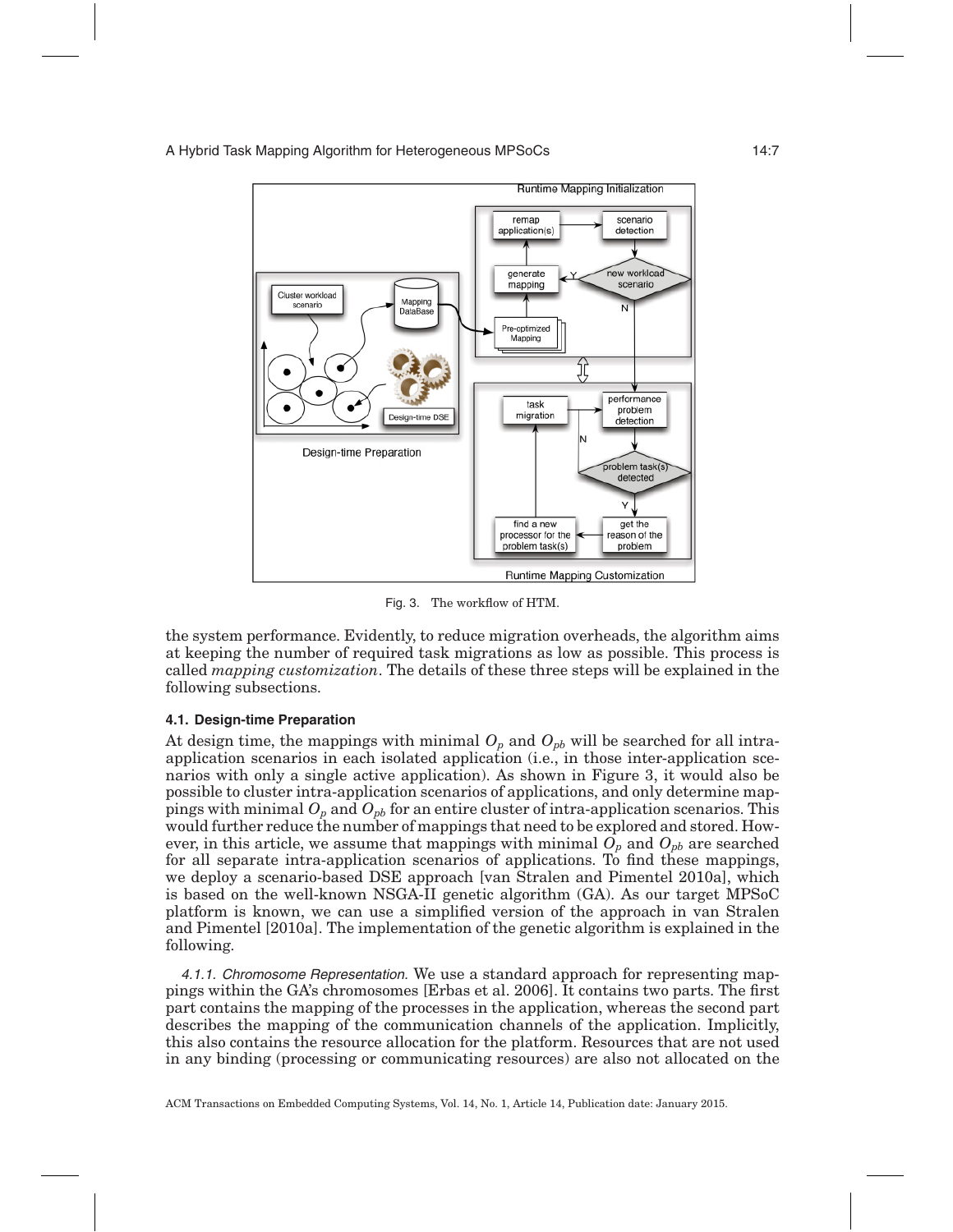Fig. 3. The workflow of HTM.

the system performance. Evidently, to reduce migration overheads, the algorithm aims at keeping the number of required task migrations as low as possible. This process is called *mapping customization*. The details of these three steps will be explained in the following subsections.

### 4.1. Design-time Preparation

At design time, the mappings with minimal $O_p$ and $O_{pb}$ will be searched for all intra-application scenarios in each isolated application (i.e., in those inter-application scenarios with only a single active application). As shown in Figure 3, it would also be possible to cluster intra-application scenarios of applications, and only determine mappings with minimal $O_p$ and $O_{pb}$ for an entire cluster of intra-application scenarios. This would further reduce the number of mappings that need to be explored and stored. However, in this article, we assume that mappings with minimal $O_p$ and $O_{pb}$ are searched for all separate intra-application scenarios of applications. To find these mappings, we deploy a scenario-based DSE approach [van Stralen and Pimentel 2010a], which is based on the well-known NSGA-II genetic algorithm (GA). As our target MPSoC platform is known, we can use a simplified version of the approach in van Stralen and Pimentel [2010a]. The implementation of the genetic algorithm is explained in the following.

*4.1.1. Chromosome Representation.* We use a standard approach for representing mappings within the GA's chromosomes [Erbas et al. 2006]. It contains two parts. The first part contains the mapping of the processes in the application, whereas the second part describes the mapping of the communication channels of the application. Implicitly, this also contains the resource allocation for the platform. Resources that are not used in any binding (processing or communicating resources) are also not allocated on the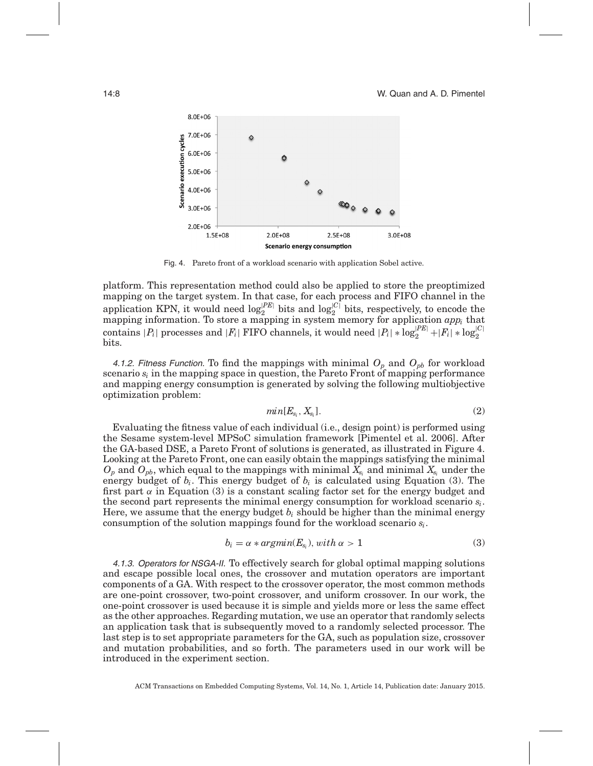Fig. 4. Pareto front of a workload scenario with application Sobel active.

platform. This representation method could also be applied to store the preoptimized mapping on the target system. In that case, for each process and FIFO channel in the application KPN, it would need $\log_2^{|PE|}$ bits and $\log_2^{|C|}$ bits, respectively, to encode the mapping information. To store a mapping in system memory for application $app_i$ that contains $|P_i|$ processes and $|F_i|$ FIFO channels, it would need $|P_i| * \log_2^{|PE|} + |F_i| * \log_2^{|C|}$ bits.

*4.1.2. Fitness Function.* To find the mappings with minimal $O_p$ and $O_{pb}$ for workload scenario $s_i$ in the mapping space in question, the Pareto Front of mapping performance and mapping energy consumption is generated by solving the following multiobjective optimization problem:

$$min[E_{s_i}, X_{s_i}]. \tag{2}$$

Evaluating the fitness value of each individual (i.e., design point) is performed using the Sesame system-level MPSoC simulation framework [Pimentel et al. 2006]. After the GA-based DSE, a Pareto Front of solutions is generated, as illustrated in Figure 4. Looking at the Pareto Front, one can easily obtain the mappings satisfying the minimal $O_p$ and $O_{pb}$, which equal to the mappings with minimal $X_{s_i}$ and minimal $X_{s_i}$ under the energy budget of $b_i$. This energy budget of $b_i$ is calculated using Equation (3). The first part $\alpha$ in Equation (3) is a constant scaling factor set for the energy budget and the second part represents the minimal energy consumption for workload scenario $s_i$. Here, we assume that the energy budget $b_i$ should be higher than the minimal energy consumption of the solution mappings found for the workload scenario $s_i$.

$$b_i = \alpha * argmin(E_{s_i}), \, with \, \alpha > 1 \tag{3}$$

*4.1.3. Operators for NSGA-II.* To effectively search for global optimal mapping solutions and escape possible local ones, the crossover and mutation operators are important components of a GA. With respect to the crossover operator, the most common methods are one-point crossover, two-point crossover, and uniform crossover. In our work, the one-point crossover is used because it is simple and yields more or less the same effect as the other approaches. Regarding mutation, we use an operator that randomly selects an application task that is subsequently moved to a randomly selected processor. The last step is to set appropriate parameters for the GA, such as population size, crossover and mutation probabilities, and so forth. The parameters used in our work will be introduced in the experiment section.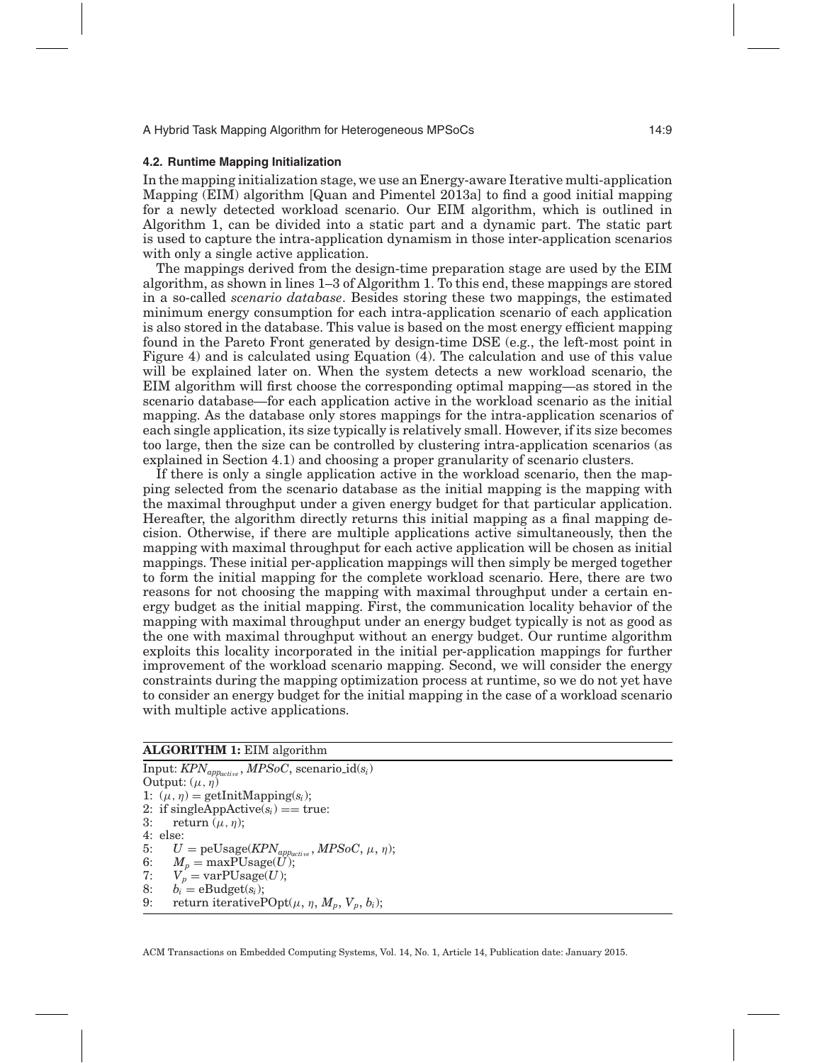### 4.2. Runtime Mapping Initialization

In the mapping initialization stage, we use an Energy-aware Iterative multi-application Mapping (EIM) algorithm [Quan and Pimentel 2013a] to find a good initial mapping for a newly detected workload scenario. Our EIM algorithm, which is outlined in Algorithm 1, can be divided into a static part and a dynamic part. The static part is used to capture the intra-application dynamism in those inter-application scenarios with only a single active application.

The mappings derived from the design-time preparation stage are used by the EIM algorithm, as shown in lines 1–3 of Algorithm 1. To this end, these mappings are stored in a so-called *scenario database*. Besides storing these two mappings, the estimated minimum energy consumption for each intra-application scenario of each application is also stored in the database. This value is based on the most energy efficient mapping found in the Pareto Front generated by design-time DSE (e.g., the left-most point in Figure 4) and is calculated using Equation (4). The calculation and use of this value will be explained later on. When the system detects a new workload scenario, the EIM algorithm will first choose the corresponding optimal mapping—as stored in the scenario database—for each application active in the workload scenario as the initial mapping. As the database only stores mappings for the intra-application scenarios of each single application, its size typically is relatively small. However, if its size becomes too large, then the size can be controlled by clustering intra-application scenarios (as explained in Section 4.1) and choosing a proper granularity of scenario clusters.

If there is only a single application active in the workload scenario, then the mapping selected from the scenario database as the initial mapping is the mapping with the maximal throughput under a given energy budget for that particular application. Hereafter, the algorithm directly returns this initial mapping as a final mapping decision. Otherwise, if there are multiple applications active simultaneously, then the mapping with maximal throughput for each active application will be chosen as initial mappings. These initial per-application mappings will then simply be merged together to form the initial mapping for the complete workload scenario. Here, there are two reasons for not choosing the mapping with maximal throughput under a certain energy budget as the initial mapping. First, the communication locality behavior of the mapping with maximal throughput under an energy budget typically is not as good as the one with maximal throughput without an energy budget. Our runtime algorithm exploits this locality incorporated in the initial per-application mappings for further improvement of the workload scenario mapping. Second, we will consider the energy constraints during the mapping optimization process at runtime, so we do not yet have to consider an energy budget for the initial mapping in the case of a workload scenario with multiple active applications.

**ALGORITHM 1:** EIM algorithm

Input: $KPN_{app_{active}}$, $MPSoC$, scenario_id($s_i$)
Output: $(\mu, \eta)$
1: $(\mu, \eta)$ = getInitMapping($s_i$);
2: if singleAppActive($s_i$) == true:
3: &nbsp;&nbsp;&nbsp;&nbsp;return $(\mu, \eta)$;
4: else:
5: &nbsp;&nbsp;&nbsp;&nbsp;$U$ = peUsage($KPN_{app_{active}}$, $MPSoC$, $\mu$, $\eta$);
6: &nbsp;&nbsp;&nbsp;&nbsp;$M_p$ = maxPUsage($U$);
7: &nbsp;&nbsp;&nbsp;&nbsp;$V_p$ = varPUsage($U$);
8: &nbsp;&nbsp;&nbsp;&nbsp;$b_i$ = eBudget($s_i$);
9: &nbsp;&nbsp;&nbsp;&nbsp;return iterativePOpt($\mu$, $\eta$, $M_p$, $V_p$, $b_i$);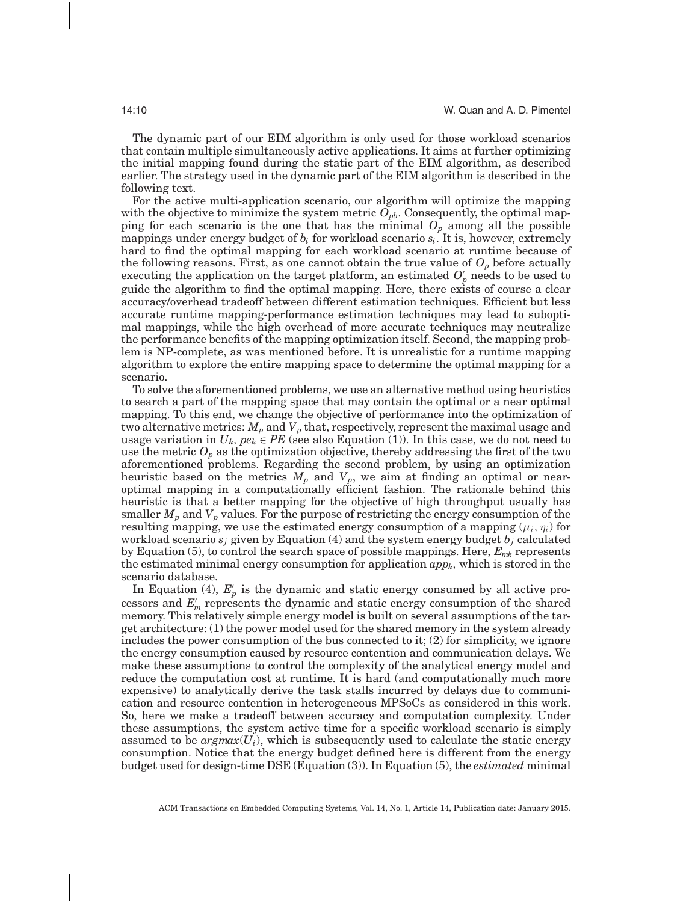The dynamic part of our EIM algorithm is only used for those workload scenarios that contain multiple simultaneously active applications. It aims at further optimizing the initial mapping found during the static part of the EIM algorithm, as described earlier. The strategy used in the dynamic part of the EIM algorithm is described in the following text.

For the active multi-application scenario, our algorithm will optimize the mapping with the objective to minimize the system metric $O_{pb}$. Consequently, the optimal mapping for each scenario is the one that has the minimal $O_p$ among all the possible mappings under energy budget of $b_i$ for workload scenario $s_i$. It is, however, extremely hard to find the optimal mapping for each workload scenario at runtime because of the following reasons. First, as one cannot obtain the true value of $O_p$ before actually executing the application on the target platform, an estimated $O'_p$ needs to be used to guide the algorithm to find the optimal mapping. Here, there exists of course a clear accuracy/overhead tradeoff between different estimation techniques. Efficient but less accurate runtime mapping-performance estimation techniques may lead to suboptimal mappings, while the high overhead of more accurate techniques may neutralize the performance benefits of the mapping optimization itself. Second, the mapping problem is NP-complete, as was mentioned before. It is unrealistic for a runtime mapping algorithm to explore the entire mapping space to determine the optimal mapping for a scenario.

To solve the aforementioned problems, we use an alternative method using heuristics to search a part of the mapping space that may contain the optimal or a near optimal mapping. To this end, we change the objective of performance into the optimization of two alternative metrics: $M_p$ and $V_p$ that, respectively, represent the maximal usage and usage variation in $U_k$, $pe_k \in PE$ (see also Equation (1)). In this case, we do not need to use the metric $O_p$ as the optimization objective, thereby addressing the first of the two aforementioned problems. Regarding the second problem, by using an optimization heuristic based on the metrics $M_p$ and $V_p$, we aim at finding an optimal or near-optimal mapping in a computationally efficient fashion. The rationale behind this heuristic is that a better mapping for the objective of high throughput usually has smaller $M_p$ and $V_p$ values. For the purpose of restricting the energy consumption of the resulting mapping, we use the estimated energy consumption of a mapping $(\mu_i, \eta_i)$ for workload scenario $s_j$ given by Equation (4) and the system energy budget $b_j$ calculated by Equation (5), to control the search space of possible mappings. Here, $E_{mk}$ represents the estimated minimal energy consumption for application $app_k$, which is stored in the scenario database.

In Equation (4), $E'_p$ is the dynamic and static energy consumed by all active processors and $E'_m$ represents the dynamic and static energy consumption of the shared memory. This relatively simple energy model is built on several assumptions of the target architecture: (1) the power model used for the shared memory in the system already includes the power consumption of the bus connected to it; (2) for simplicity, we ignore the energy consumption caused by resource contention and communication delays. We make these assumptions to control the complexity of the analytical energy model and reduce the computation cost at runtime. It is hard (and computationally much more expensive) to analytically derive the task stalls incurred by delays due to communication and resource contention in heterogeneous MPSoCs as considered in this work. So, here we make a tradeoff between accuracy and computation complexity. Under these assumptions, the system active time for a specific workload scenario is simply assumed to be $argmax(U_i)$, which is subsequently used to calculate the static energy consumption. Notice that the energy budget defined here is different from the energy budget used for design-time DSE (Equation (3)). In Equation (5), the *estimated* minimal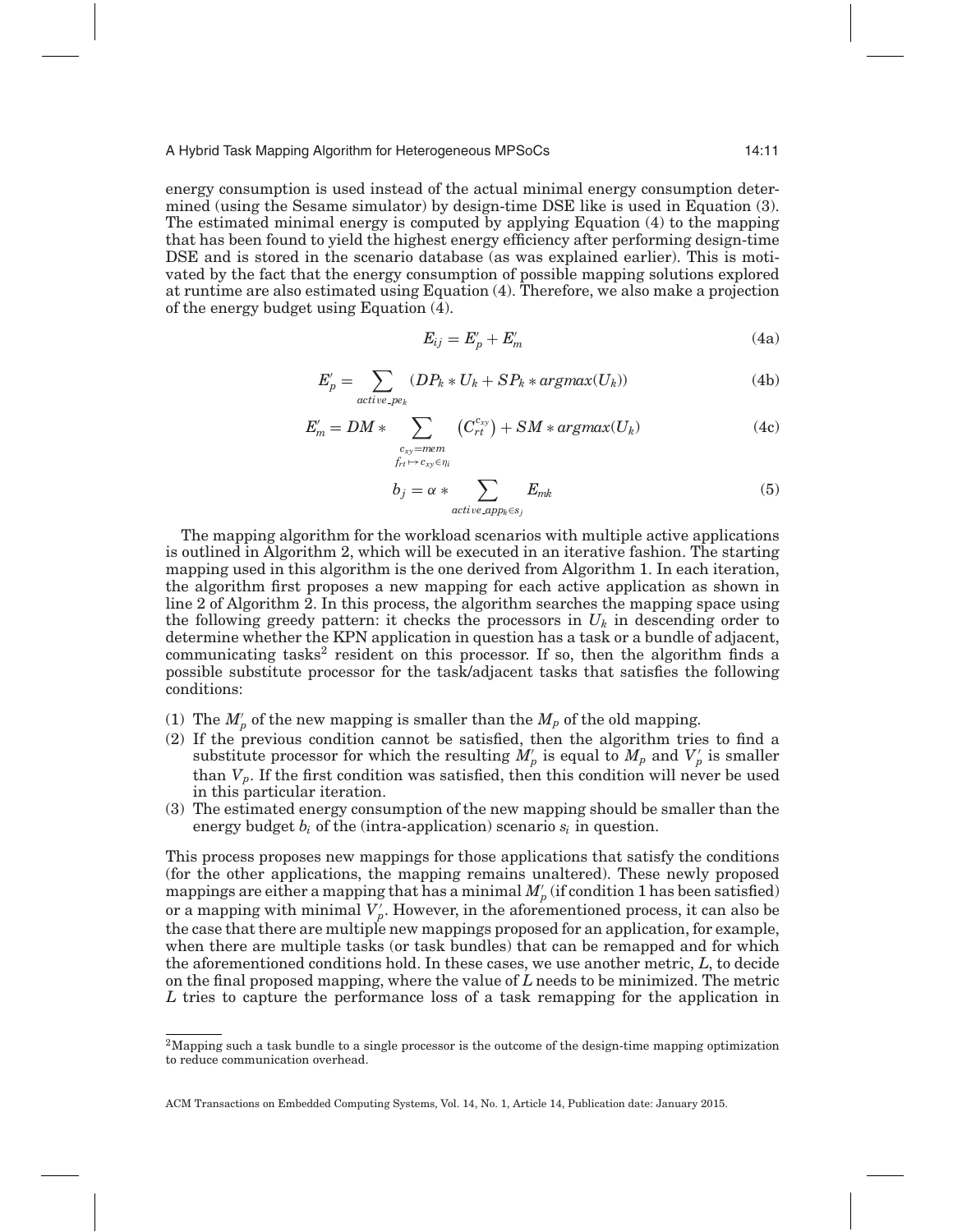energy consumption is used instead of the actual minimal energy consumption determined (using the Sesame simulator) by design-time DSE like is used in Equation (3). The estimated minimal energy is computed by applying Equation (4) to the mapping that has been found to yield the highest energy efficiency after performing design-time DSE and is stored in the scenario database (as was explained earlier). This is motivated by the fact that the energy consumption of possible mapping solutions explored at runtime are also estimated using Equation (4). Therefore, we also make a projection of the energy budget using Equation (4).

$$E_{ij} = E_p' + E_m' \tag{4a}$$

$$E_p' = \sum_{active\_pe_k} (DP_k * U_k + SP_k * argmax(U_k)) \tag{4b}$$

$$E_m' = DM * \sum_{\substack{c_{xy}=mem \\ f_{rt} \mapsto c_{xy} \in \eta_i}} \left(C_{rt}^{c_{xy}}\right) + SM * argmax(U_k) \tag{4c}$$

$$b_j = \alpha * \sum_{active\_app_k \in s_j} E_{mk} \tag{5}$$

The mapping algorithm for the workload scenarios with multiple active applications is outlined in Algorithm 2, which will be executed in an iterative fashion. The starting mapping used in this algorithm is the one derived from Algorithm 1. In each iteration, the algorithm first proposes a new mapping for each active application as shown in line 2 of Algorithm 2. In this process, the algorithm searches the mapping space using the following greedy pattern: it checks the processors in $U_k$ in descending order to determine whether the KPN application in question has a task or a bundle of adjacent, communicating tasks[2] resident on this processor. If so, then the algorithm finds a possible substitute processor for the task/adjacent tasks that satisfies the following conditions:

(1) The $M_p'$ of the new mapping is smaller than the $M_p$ of the old mapping.
(2) If the previous condition cannot be satisfied, then the algorithm tries to find a substitute processor for which the resulting $M_p'$ is equal to $M_p$ and $V_p'$ is smaller than $V_p$. If the first condition was satisfied, then this condition will never be used in this particular iteration.
(3) The estimated energy consumption of the new mapping should be smaller than the energy budget $b_i$ of the (intra-application) scenario $s_i$ in question.

This process proposes new mappings for those applications that satisfy the conditions (for the other applications, the mapping remains unaltered). These newly proposed mappings are either a mapping that has a minimal $M_p'$ (if condition 1 has been satisfied) or a mapping with minimal $V_p'$. However, in the aforementioned process, it can also be the case that there are multiple new mappings proposed for an application, for example, when there are multiple tasks (or task bundles) that can be remapped and for which the aforementioned conditions hold. In these cases, we use another metric, $L$, to decide on the final proposed mapping, where the value of $L$ needs to be minimized. The metric $L$ tries to capture the performance loss of a task remapping for the application in

[2]Mapping such a task bundle to a single processor is the outcome of the design-time mapping optimization to reduce communication overhead.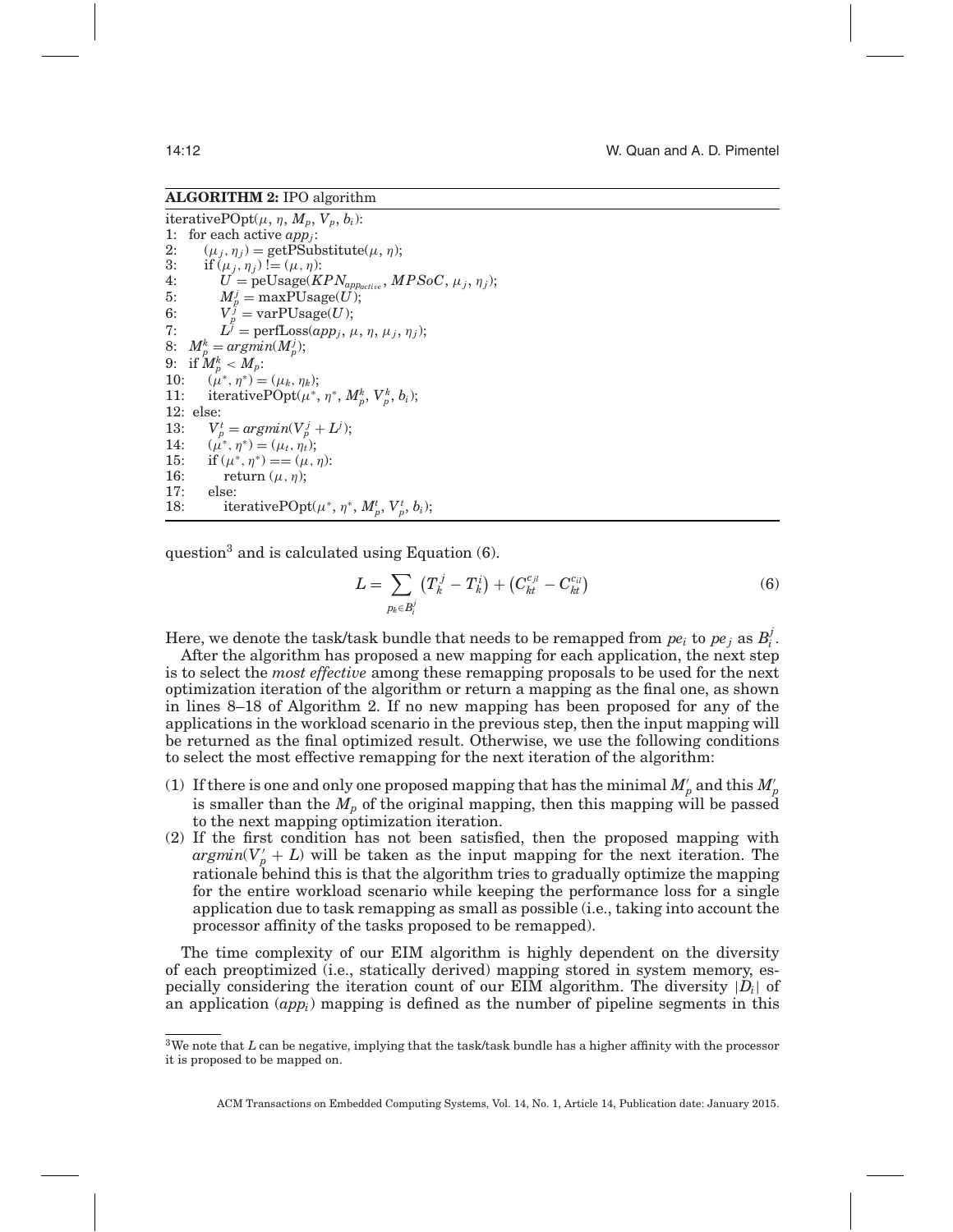**ALGORITHM 2:** IPO algorithm

```
iterativePOpt(μ, η, M_p, V_p, b_i):
1:  for each active app_j:
2:      (μ_j, η_j) = getPSubstitute(μ, η);
3:      if (μ_j, η_j) != (μ, η):
4:          U = peUsage(KPN_{app_active}, MPSoC, μ_j, η_j);
5:          M_p^j = maxPUsage(U);
6:          V_p^j = varPUsage(U);
7:          L^j = perfLoss(app_j, μ, η, μ_j, η_j);
8:  M_p^k = argmin(M_p^j);
9:  if M_p^k < M_p:
10:     (μ*, η*) = (μ_k, η_k);
11:     iterativePOpt(μ*, η*, M_p^k, V_p^k, b_i);
12: else:
13:     V_p^t = argmin(V_p^j + L^j);
14:     (μ*, η*) = (μ_t, η_t);
15:     if (μ*, η*) == (μ, η):
16:         return (μ, η);
17:     else:
18:         iterativePOpt(μ*, η*, M_p^t, V_p^t, b_i);
```

question[3] and is calculated using Equation (6).

$$L = \sum_{p_k \in B_i^j} \left(T_k^j - T_k^i\right) + \left(C_{kt}^{c_{jl}} - C_{kt}^{c_{il}}\right) \tag{6}$$

Here, we denote the task/task bundle that needs to be remapped from $pe_i$ to $pe_j$ as $B_i^j$.

After the algorithm has proposed a new mapping for each application, the next step is to select the *most effective* among these remapping proposals to be used for the next optimization iteration of the algorithm or return a mapping as the final one, as shown in lines 8–18 of Algorithm 2. If no new mapping has been proposed for any of the applications in the workload scenario in the previous step, then the input mapping will be returned as the final optimized result. Otherwise, we use the following conditions to select the most effective remapping for the next iteration of the algorithm:

(1) If there is one and only one proposed mapping that has the minimal $M_p'$ and this $M_p'$ is smaller than the $M_p$ of the original mapping, then this mapping will be passed to the next mapping optimization iteration.
(2) If the first condition has not been satisfied, then the proposed mapping with $argmin(V_p' + L)$ will be taken as the input mapping for the next iteration. The rationale behind this is that the algorithm tries to gradually optimize the mapping for the entire workload scenario while keeping the performance loss for a single application due to task remapping as small as possible (i.e., taking into account the processor affinity of the tasks proposed to be remapped).

The time complexity of our EIM algorithm is highly dependent on the diversity of each preoptimized (i.e., statically derived) mapping stored in system memory, especially considering the iteration count of our EIM algorithm. The diversity $|D_i|$ of an application ($app_i$) mapping is defined as the number of pipeline segments in this

[3] We note that $L$ can be negative, implying that the task/task bundle has a higher affinity with the processor it is proposed to be mapped on.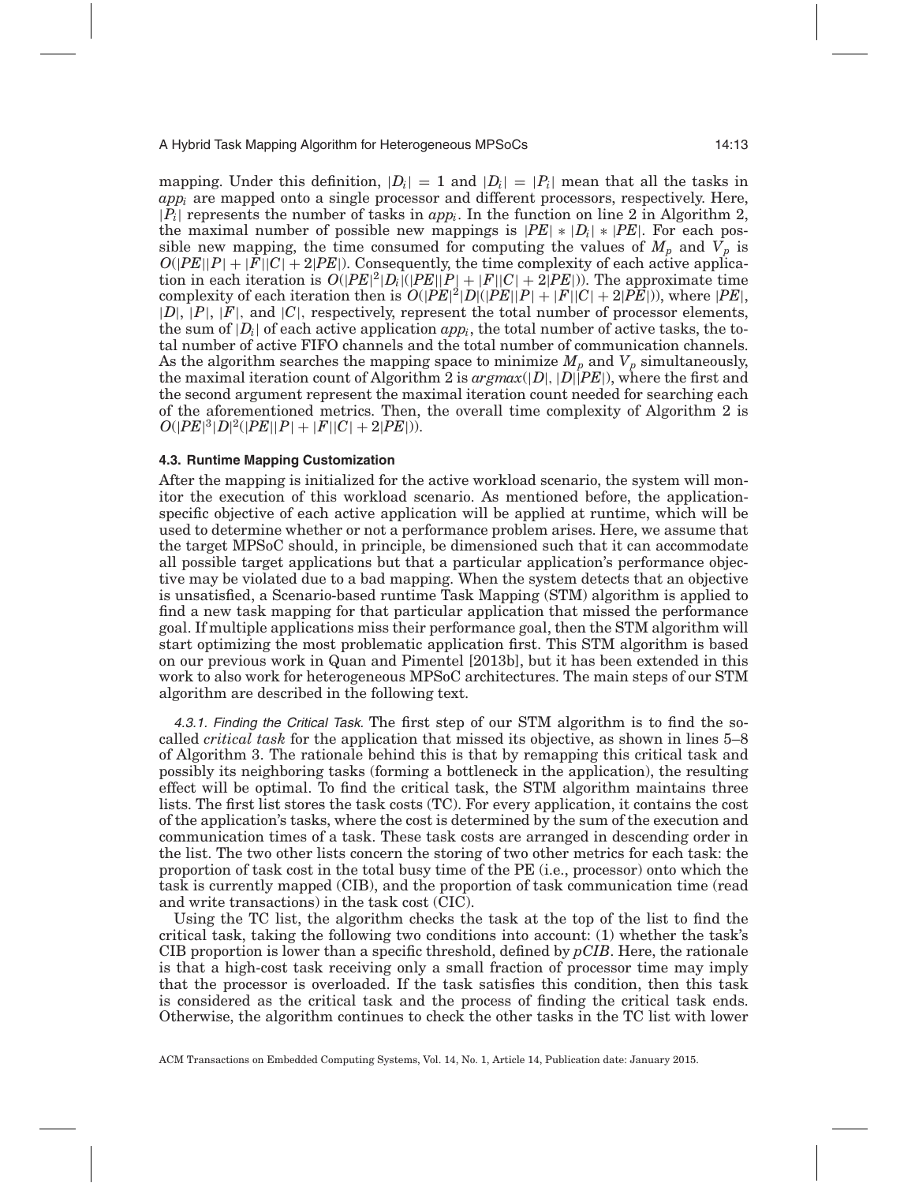mapping. Under this definition, $|D_i| = 1$ and $|D_i| = |P_i|$ mean that all the tasks in $app_i$ are mapped onto a single processor and different processors, respectively. Here, $|P_i|$ represents the number of tasks in $app_i$. In the function on line 2 in Algorithm 2, the maximal number of possible new mappings is $|PE| * |D_i| * |PE|$. For each possible new mapping, the time consumed for computing the values of $M_p$ and $V_p$ is $O(|PE||P| + |F||C| + 2|PE|)$. Consequently, the time complexity of each active application in each iteration is $O(|PE|^2|D_i|(|PE||P| + |F||C| + 2|PE|))$. The approximate time complexity of each iteration then is $O(|PE|^2|D|(|PE||P| + |F||C| + 2|PE|))$, where $|PE|$, $|D|$, $|P|$, $|F|$, and $|C|$, respectively, represent the total number of processor elements, the sum of $|D_i|$ of each active application $app_i$, the total number of active tasks, the total number of active FIFO channels and the total number of communication channels. As the algorithm searches the mapping space to minimize $M_p$ and $V_p$ simultaneously, the maximal iteration count of Algorithm 2 is $argmax(|D|, |D||PE|)$, where the first and the second argument represent the maximal iteration count needed for searching each of the aforementioned metrics. Then, the overall time complexity of Algorithm 2 is $O(|PE|^3|D|^2(|PE||P| + |F||C| + 2|PE|))$.

### 4.3. Runtime Mapping Customization

After the mapping is initialized for the active workload scenario, the system will monitor the execution of this workload scenario. As mentioned before, the application-specific objective of each active application will be applied at runtime, which will be used to determine whether or not a performance problem arises. Here, we assume that the target MPSoC should, in principle, be dimensioned such that it can accommodate all possible target applications but that a particular application's performance objective may be violated due to a bad mapping. When the system detects that an objective is unsatisfied, a Scenario-based runtime Task Mapping (STM) algorithm is applied to find a new task mapping for that particular application that missed the performance goal. If multiple applications miss their performance goal, then the STM algorithm will start optimizing the most problematic application first. This STM algorithm is based on our previous work in Quan and Pimentel [2013b], but it has been extended in this work to also work for heterogeneous MPSoC architectures. The main steps of our STM algorithm are described in the following text.

*4.3.1. Finding the Critical Task.* The first step of our STM algorithm is to find the so-called *critical task* for the application that missed its objective, as shown in lines 5–8 of Algorithm 3. The rationale behind this is that by remapping this critical task and possibly its neighboring tasks (forming a bottleneck in the application), the resulting effect will be optimal. To find the critical task, the STM algorithm maintains three lists. The first list stores the task costs (TC). For every application, it contains the cost of the application's tasks, where the cost is determined by the sum of the execution and communication times of a task. These task costs are arranged in descending order in the list. The two other lists concern the storing of two other metrics for each task: the proportion of task cost in the total busy time of the PE (i.e., processor) onto which the task is currently mapped (CIB), and the proportion of task communication time (read and write transactions) in the task cost (CIC).

Using the TC list, the algorithm checks the task at the top of the list to find the critical task, taking the following two conditions into account: (1) whether the task's CIB proportion is lower than a specific threshold, defined by *pCIB*. Here, the rationale is that a high-cost task receiving only a small fraction of processor time may imply that the processor is overloaded. If the task satisfies this condition, then this task is considered as the critical task and the process of finding the critical task ends. Otherwise, the algorithm continues to check the other tasks in the TC list with lower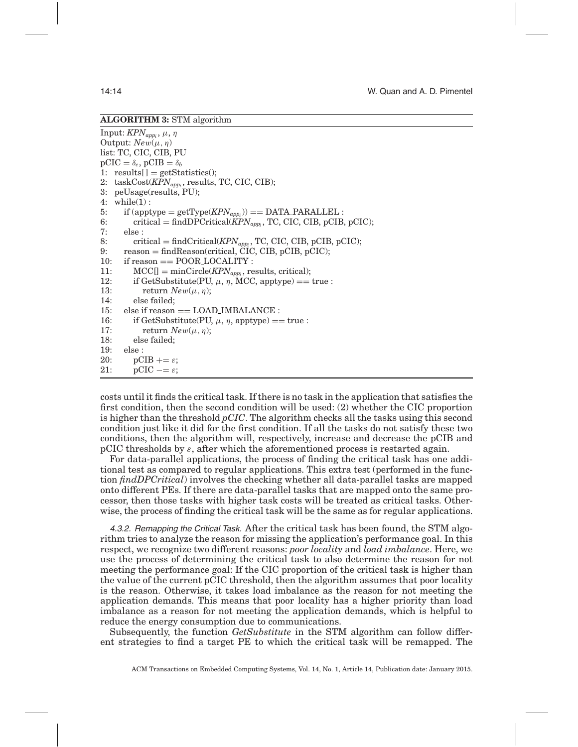**ALGORITHM 3:** STM algorithm

```
Input: KPN_{app_i}, μ, η
Output: New(μ, η)
list: TC, CIC, CIB, PU
pCIC = δ_c, pCIB = δ_b
1:  results[] = getStatistics();
2:  taskCost(KPN_{app_i}, results, TC, CIC, CIB);
3:  peUsage(results, PU);
4:  while(1) :
5:     if (apptype = getType(KPN_{app_i})) == DATA_PARALLEL :
6:        critical = findDPCritical(KPN_{app_i}, TC, CIC, CIB, pCIB, pCIC);
7:     else :
8:        critical = findCritical(KPN_{app_i}, TC, CIC, CIB, pCIB, pCIC);
9:     reason = findReason(critical, CIC, CIB, pCIB, pCIC);
10:    if reason == POOR_LOCALITY :
11:       MCC[] = minCircle(KPN_{app_i}, results, critical);
12:       if GetSubstitute(PU, μ, η, MCC, apptype) == true :
13:          return New(μ, η);
14:       else failed;
15:    else if reason == LOAD_IMBALANCE :
16:       if GetSubstitute(PU, μ, η, apptype) == true :
17:          return New(μ, η);
18:       else failed;
19:    else :
20:       pCIB += ε;
21:       pCIC −= ε;
```

costs until it finds the critical task. If there is no task in the application that satisfies the first condition, then the second condition will be used: (2) whether the CIC proportion is higher than the threshold *pCIC*. The algorithm checks all the tasks using this second condition just like it did for the first condition. If all the tasks do not satisfy these two conditions, then the algorithm will, respectively, increase and decrease the pCIB and pCIC thresholds by $\varepsilon$, after which the aforementioned process is restarted again.

For data-parallel applications, the process of finding the critical task has one additional test as compared to regular applications. This extra test (performed in the function *findDPCritical*) involves the checking whether all data-parallel tasks are mapped onto different PEs. If there are data-parallel tasks that are mapped onto the same processor, then those tasks with higher task costs will be treated as critical tasks. Otherwise, the process of finding the critical task will be the same as for regular applications.

*4.3.2. Remapping the Critical Task.* After the critical task has been found, the STM algorithm tries to analyze the reason for missing the application's performance goal. In this respect, we recognize two different reasons: *poor locality* and *load imbalance*. Here, we use the process of determining the critical task to also determine the reason for not meeting the performance goal: If the CIC proportion of the critical task is higher than the value of the current pCIC threshold, then the algorithm assumes that poor locality is the reason. Otherwise, it takes load imbalance as the reason for not meeting the application demands. This means that poor locality has a higher priority than load imbalance as a reason for not meeting the application demands, which is helpful to reduce the energy consumption due to communications.

Subsequently, the function *GetSubstitute* in the STM algorithm can follow different strategies to find a target PE to which the critical task will be remapped. The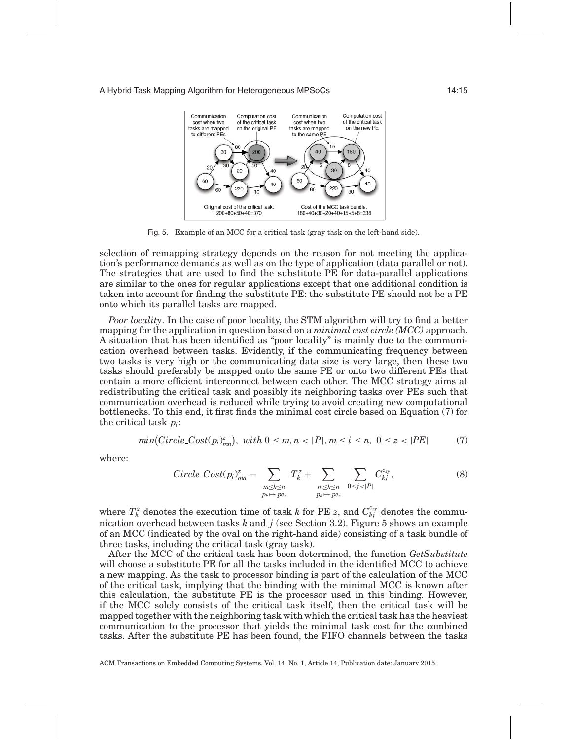Fig. 5. Example of an MCC for a critical task (gray task on the left-hand side).

selection of remapping strategy depends on the reason for not meeting the application's performance demands as well as on the type of application (data parallel or not). The strategies that are used to find the substitute PE for data-parallel applications are similar to the ones for regular applications except that one additional condition is taken into account for finding the substitute PE: the substitute PE should not be a PE onto which its parallel tasks are mapped.

*Poor locality*. In the case of poor locality, the STM algorithm will try to find a better mapping for the application in question based on a *minimal cost circle (MCC)* approach. A situation that has been identified as "poor locality" is mainly due to the communication overhead between tasks. Evidently, if the communicating frequency between two tasks is very high or the communicating data size is very large, then these two tasks should preferably be mapped onto the same PE or onto two different PEs that contain a more efficient interconnect between each other. The MCC strategy aims at redistributing the critical task and possibly its neighboring tasks over PEs such that communication overhead is reduced while trying to avoid creating new computational bottlenecks. To this end, it first finds the minimal cost circle based on Equation (7) for the critical task $p_i$:

$$min\big(Circle\_Cost(p_i)^z_{mn}\big),\ with\ 0 \le m, n < |P|, m \le i \le n,\ 0 \le z < |PE| \tag{7}$$

where:

$$Circle\_Cost(p_i)^z_{mn} = \sum_{\substack{m \le k \le n \\ p_k \mapsto pe_z}} T^z_k + \sum_{\substack{m \le k \le n \\ p_k \mapsto pe_z}} \sum_{0 \le j < |P|} C^{c_{zy}}_{kj}, \tag{8}$$

where $T^z_k$ denotes the execution time of task $k$ for PE $z$, and $C^{c_{zy}}_{kj}$ denotes the communication overhead between tasks $k$ and $j$ (see Section 3.2). Figure 5 shows an example of an MCC (indicated by the oval on the right-hand side) consisting of a task bundle of three tasks, including the critical task (gray task).

After the MCC of the critical task has been determined, the function *GetSubstitute* will choose a substitute PE for all the tasks included in the identified MCC to achieve a new mapping. As the task to processor binding is part of the calculation of the MCC of the critical task, implying that the binding with the minimal MCC is known after this calculation, the substitute PE is the processor used in this binding. However, if the MCC solely consists of the critical task itself, then the critical task will be mapped together with the neighboring task with which the critical task has the heaviest communication to the processor that yields the minimal task cost for the combined tasks. After the substitute PE has been found, the FIFO channels between the tasks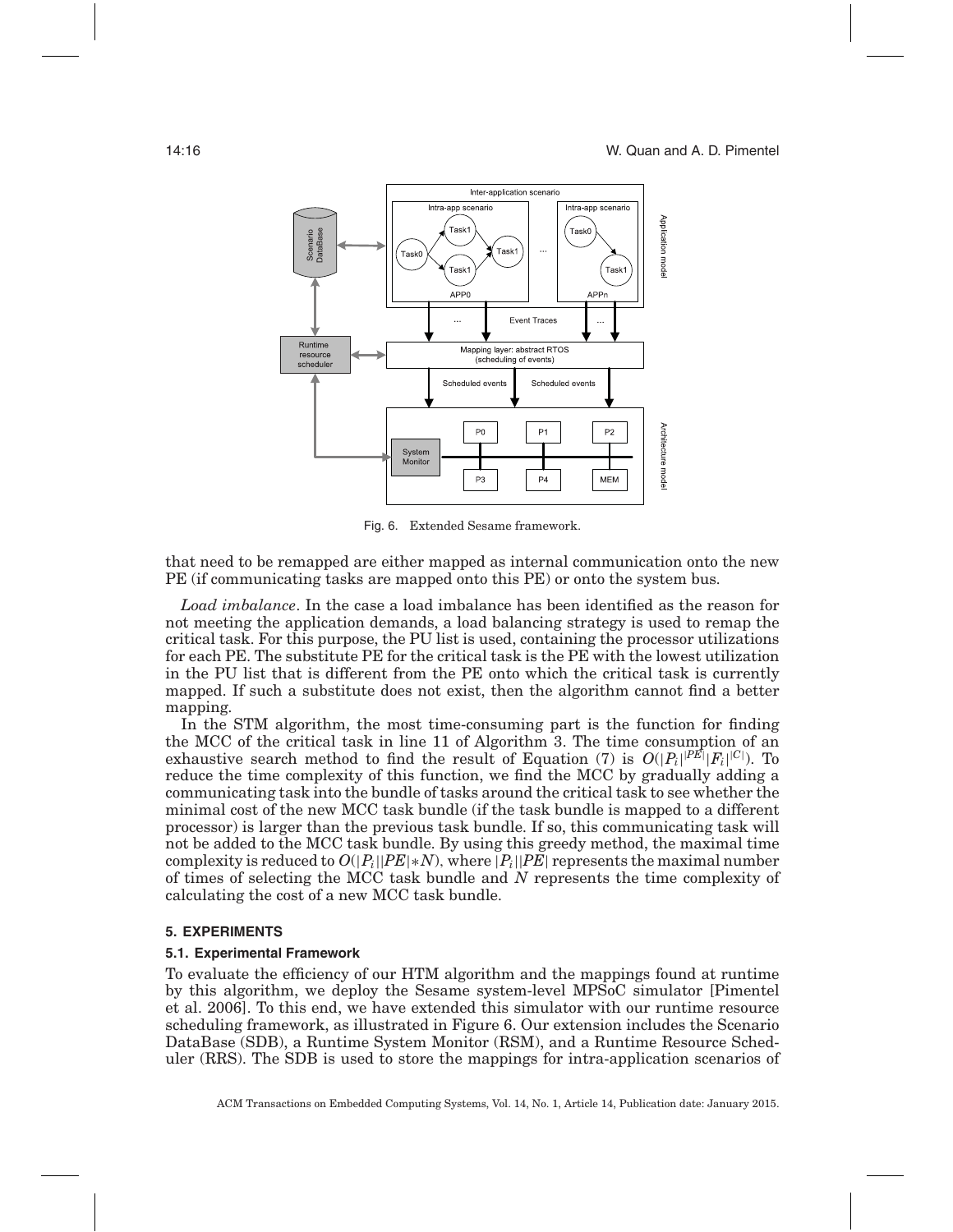Fig. 6. Extended Sesame framework.

that need to be remapped are either mapped as internal communication onto the new PE (if communicating tasks are mapped onto this PE) or onto the system bus.

*Load imbalance*. In the case a load imbalance has been identified as the reason for not meeting the application demands, a load balancing strategy is used to remap the critical task. For this purpose, the PU list is used, containing the processor utilizations for each PE. The substitute PE for the critical task is the PE with the lowest utilization in the PU list that is different from the PE onto which the critical task is currently mapped. If such a substitute does not exist, then the algorithm cannot find a better mapping.

In the STM algorithm, the most time-consuming part is the function for finding the MCC of the critical task in line 11 of Algorithm 3. The time consumption of an exhaustive search method to find the result of Equation (7) is $O(|P_i|^{|PE|}|F_i|^{|C|})$. To reduce the time complexity of this function, we find the MCC by gradually adding a communicating task into the bundle of tasks around the critical task to see whether the minimal cost of the new MCC task bundle (if the task bundle is mapped to a different processor) is larger than the previous task bundle. If so, this communicating task will not be added to the MCC task bundle. By using this greedy method, the maximal time complexity is reduced to $O(|P_i||PE|*N)$, where $|P_i||PE|$ represents the maximal number of times of selecting the MCC task bundle and $N$ represents the time complexity of calculating the cost of a new MCC task bundle.

## 5. EXPERIMENTS

### 5.1. Experimental Framework

To evaluate the efficiency of our HTM algorithm and the mappings found at runtime by this algorithm, we deploy the Sesame system-level MPSoC simulator [Pimentel et al. 2006]. To this end, we have extended this simulator with our runtime resource scheduling framework, as illustrated in Figure 6. Our extension includes the Scenario DataBase (SDB), a Runtime System Monitor (RSM), and a Runtime Resource Scheduler (RRS). The SDB is used to store the mappings for intra-application scenarios of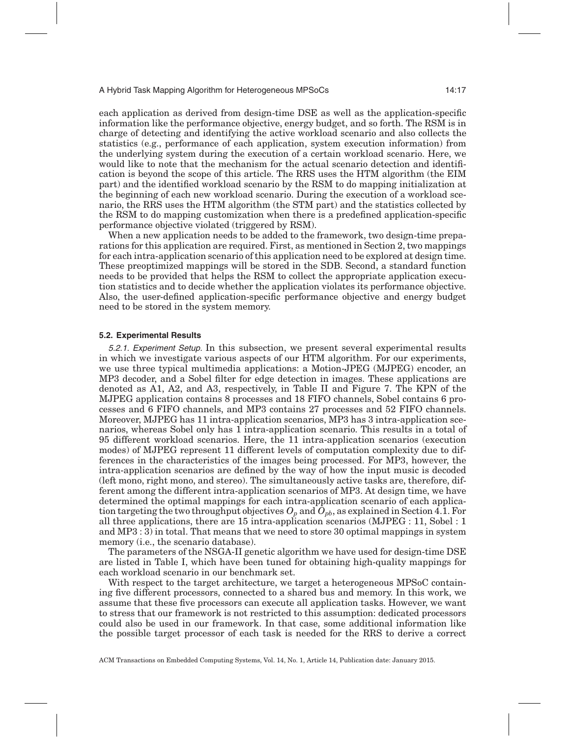each application as derived from design-time DSE as well as the application-specific information like the performance objective, energy budget, and so forth. The RSM is in charge of detecting and identifying the active workload scenario and also collects the statistics (e.g., performance of each application, system execution information) from the underlying system during the execution of a certain workload scenario. Here, we would like to note that the mechanism for the actual scenario detection and identification is beyond the scope of this article. The RRS uses the HTM algorithm (the EIM part) and the identified workload scenario by the RSM to do mapping initialization at the beginning of each new workload scenario. During the execution of a workload scenario, the RRS uses the HTM algorithm (the STM part) and the statistics collected by the RSM to do mapping customization when there is a predefined application-specific performance objective violated (triggered by RSM).

When a new application needs to be added to the framework, two design-time preparations for this application are required. First, as mentioned in Section 2, two mappings for each intra-application scenario of this application need to be explored at design time. These preoptimized mappings will be stored in the SDB. Second, a standard function needs to be provided that helps the RSM to collect the appropriate application execution statistics and to decide whether the application violates its performance objective. Also, the user-defined application-specific performance objective and energy budget need to be stored in the system memory.

### 5.2. Experimental Results

*5.2.1. Experiment Setup.* In this subsection, we present several experimental results in which we investigate various aspects of our HTM algorithm. For our experiments, we use three typical multimedia applications: a Motion-JPEG (MJPEG) encoder, an MP3 decoder, and a Sobel filter for edge detection in images. These applications are denoted as A1, A2, and A3, respectively, in Table II and Figure 7. The KPN of the MJPEG application contains 8 processes and 18 FIFO channels, Sobel contains 6 processes and 6 FIFO channels, and MP3 contains 27 processes and 52 FIFO channels. Moreover, MJPEG has 11 intra-application scenarios, MP3 has 3 intra-application scenarios, whereas Sobel only has 1 intra-application scenario. This results in a total of 95 different workload scenarios. Here, the 11 intra-application scenarios (execution modes) of MJPEG represent 11 different levels of computation complexity due to differences in the characteristics of the images being processed. For MP3, however, the intra-application scenarios are defined by the way of how the input music is decoded (left mono, right mono, and stereo). The simultaneously active tasks are, therefore, different among the different intra-application scenarios of MP3. At design time, we have determined the optimal mappings for each intra-application scenario of each application targeting the two throughput objectives $O_p$ and $O_{pb}$, as explained in Section 4.1. For all three applications, there are 15 intra-application scenarios (MJPEG : 11, Sobel : 1 and MP3 : 3) in total. That means that we need to store 30 optimal mappings in system memory (i.e., the scenario database).

The parameters of the NSGA-II genetic algorithm we have used for design-time DSE are listed in Table I, which have been tuned for obtaining high-quality mappings for each workload scenario in our benchmark set.

With respect to the target architecture, we target a heterogeneous MPSoC containing five different processors, connected to a shared bus and memory. In this work, we assume that these five processors can execute all application tasks. However, we want to stress that our framework is not restricted to this assumption: dedicated processors could also be used in our framework. In that case, some additional information like the possible target processor of each task is needed for the RRS to derive a correct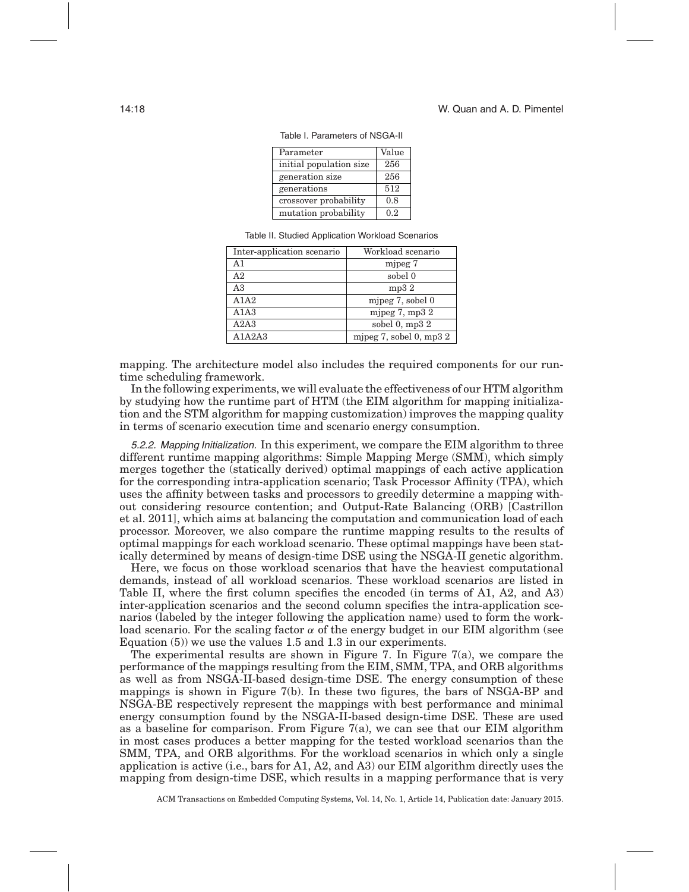Table I. Parameters of NSGA-II

| Parameter | Value |
|---|---|
| initial population size | 256 |
| generation size | 256 |
| generations | 512 |
| crossover probability | 0.8 |
| mutation probability | 0.2 |

Table II. Studied Application Workload Scenarios

| Inter-application scenario | Workload scenario |
|---|---|
| A1 | mjpeg 7 |
| A2 | sobel 0 |
| A3 | mp3 2 |
| A1A2 | mjpeg 7, sobel 0 |
| A1A3 | mjpeg 7, mp3 2 |
| A2A3 | sobel 0, mp3 2 |
| A1A2A3 | mjpeg 7, sobel 0, mp3 2 |

mapping. The architecture model also includes the required components for our runtime scheduling framework.

In the following experiments, we will evaluate the effectiveness of our HTM algorithm by studying how the runtime part of HTM (the EIM algorithm for mapping initialization and the STM algorithm for mapping customization) improves the mapping quality in terms of scenario execution time and scenario energy consumption.

*5.2.2. Mapping Initialization.* In this experiment, we compare the EIM algorithm to three different runtime mapping algorithms: Simple Mapping Merge (SMM), which simply merges together the (statically derived) optimal mappings of each active application for the corresponding intra-application scenario; Task Processor Affinity (TPA), which uses the affinity between tasks and processors to greedily determine a mapping without considering resource contention; and Output-Rate Balancing (ORB) [Castrillon et al. 2011], which aims at balancing the computation and communication load of each processor. Moreover, we also compare the runtime mapping results to the results of optimal mappings for each workload scenario. These optimal mappings have been statically determined by means of design-time DSE using the NSGA-II genetic algorithm.

Here, we focus on those workload scenarios that have the heaviest computational demands, instead of all workload scenarios. These workload scenarios are listed in Table II, where the first column specifies the encoded (in terms of A1, A2, and A3) inter-application scenarios and the second column specifies the intra-application scenarios (labeled by the integer following the application name) used to form the workload scenario. For the scaling factor $\alpha$ of the energy budget in our EIM algorithm (see Equation (5)) we use the values 1.5 and 1.3 in our experiments.

The experimental results are shown in Figure 7. In Figure 7(a), we compare the performance of the mappings resulting from the EIM, SMM, TPA, and ORB algorithms as well as from NSGA-II-based design-time DSE. The energy consumption of these mappings is shown in Figure 7(b). In these two figures, the bars of NSGA-BP and NSGA-BE respectively represent the mappings with best performance and minimal energy consumption found by the NSGA-II-based design-time DSE. These are used as a baseline for comparison. From Figure 7(a), we can see that our EIM algorithm in most cases produces a better mapping for the tested workload scenarios than the SMM, TPA, and ORB algorithms. For the workload scenarios in which only a single application is active (i.e., bars for A1, A2, and A3) our EIM algorithm directly uses the mapping from design-time DSE, which results in a mapping performance that is very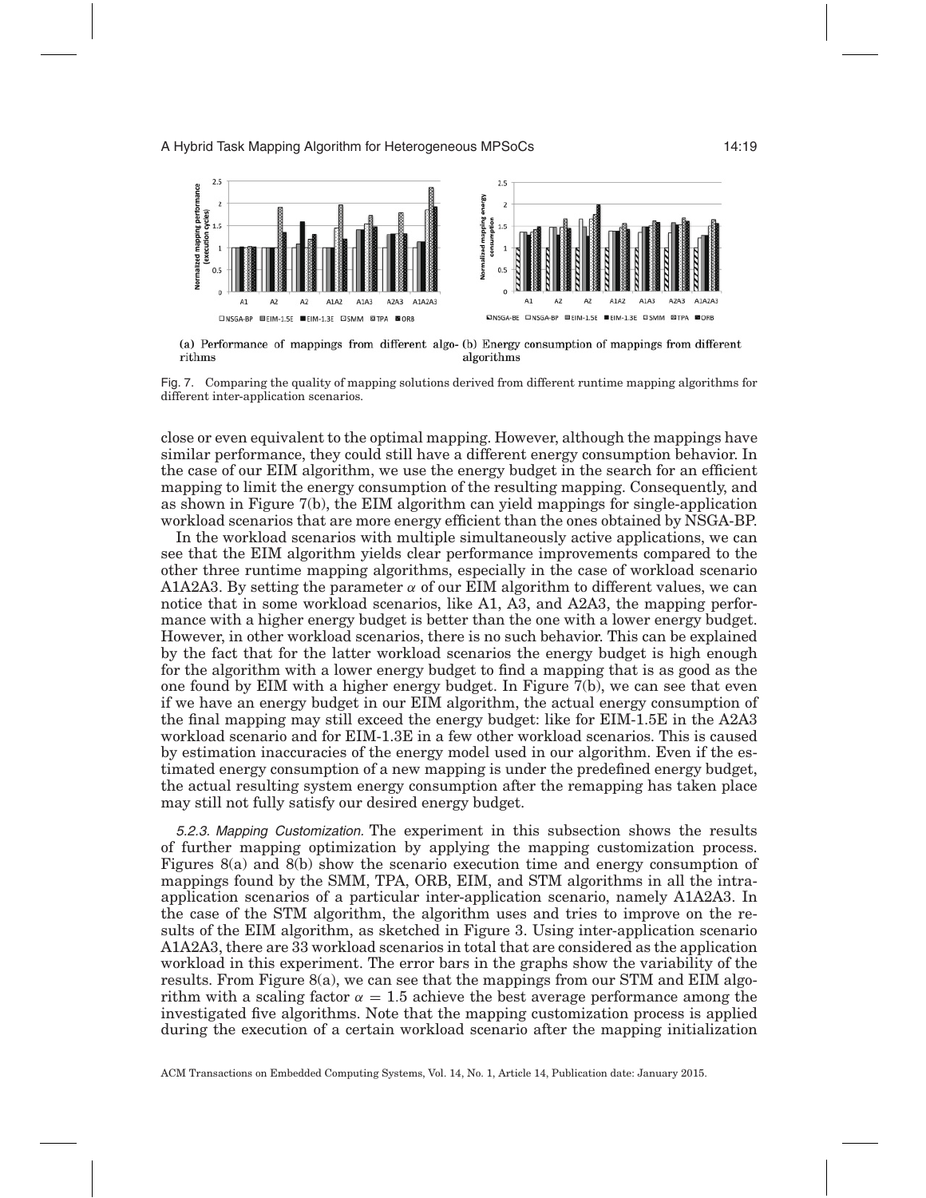(a) Performance of mappings from different algorithms

(b) Energy consumption of mappings from different algorithms

Fig. 7. Comparing the quality of mapping solutions derived from different runtime mapping algorithms for different inter-application scenarios.

close or even equivalent to the optimal mapping. However, although the mappings have similar performance, they could still have a different energy consumption behavior. In the case of our EIM algorithm, we use the energy budget in the search for an efficient mapping to limit the energy consumption of the resulting mapping. Consequently, and as shown in Figure 7(b), the EIM algorithm can yield mappings for single-application workload scenarios that are more energy efficient than the ones obtained by NSGA-BP.

In the workload scenarios with multiple simultaneously active applications, we can see that the EIM algorithm yields clear performance improvements compared to the other three runtime mapping algorithms, especially in the case of workload scenario A1A2A3. By setting the parameter $\alpha$ of our EIM algorithm to different values, we can notice that in some workload scenarios, like A1, A3, and A2A3, the mapping performance with a higher energy budget is better than the one with a lower energy budget. However, in other workload scenarios, there is no such behavior. This can be explained by the fact that for the latter workload scenarios the energy budget is high enough for the algorithm with a lower energy budget to find a mapping that is as good as the one found by EIM with a higher energy budget. In Figure 7(b), we can see that even if we have an energy budget in our EIM algorithm, the actual energy consumption of the final mapping may still exceed the energy budget: like for EIM-1.5E in the A2A3 workload scenario and for EIM-1.3E in a few other workload scenarios. This is caused by estimation inaccuracies of the energy model used in our algorithm. Even if the estimated energy consumption of a new mapping is under the predefined energy budget, the actual resulting system energy consumption after the remapping has taken place may still not fully satisfy our desired energy budget.

*5.2.3. Mapping Customization.* The experiment in this subsection shows the results of further mapping optimization by applying the mapping customization process. Figures 8(a) and 8(b) show the scenario execution time and energy consumption of mappings found by the SMM, TPA, ORB, EIM, and STM algorithms in all the intra-application scenarios of a particular inter-application scenario, namely A1A2A3. In the case of the STM algorithm, the algorithm uses and tries to improve on the results of the EIM algorithm, as sketched in Figure 3. Using inter-application scenario A1A2A3, there are 33 workload scenarios in total that are considered as the application workload in this experiment. The error bars in the graphs show the variability of the results. From Figure 8(a), we can see that the mappings from our STM and EIM algorithm with a scaling factor $\alpha = 1.5$ achieve the best average performance among the investigated five algorithms. Note that the mapping customization process is applied during the execution of a certain workload scenario after the mapping initialization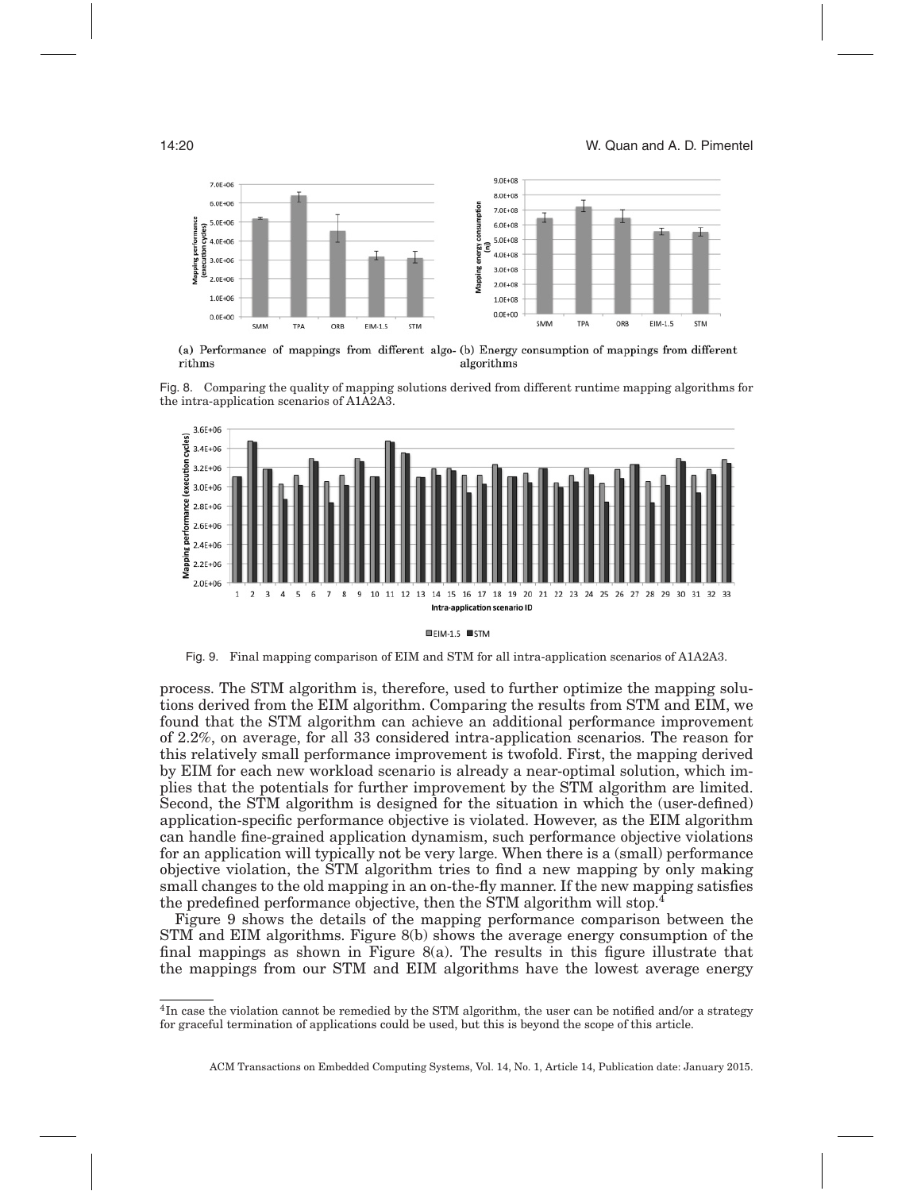(a) Performance of mappings from different algorithms (b) Energy consumption of mappings from different algorithms

Fig. 8. Comparing the quality of mapping solutions derived from different runtime mapping algorithms for the intra-application scenarios of A1A2A3.

Fig. 9. Final mapping comparison of EIM and STM for all intra-application scenarios of A1A2A3.

process. The STM algorithm is, therefore, used to further optimize the mapping solutions derived from the EIM algorithm. Comparing the results from STM and EIM, we found that the STM algorithm can achieve an additional performance improvement of 2.2%, on average, for all 33 considered intra-application scenarios. The reason for this relatively small performance improvement is twofold. First, the mapping derived by EIM for each new workload scenario is already a near-optimal solution, which implies that the potentials for further improvement by the STM algorithm are limited. Second, the STM algorithm is designed for the situation in which the (user-defined) application-specific performance objective is violated. However, as the EIM algorithm can handle fine-grained application dynamism, such performance objective violations for an application will typically not be very large. When there is a (small) performance objective violation, the STM algorithm tries to find a new mapping by only making small changes to the old mapping in an on-the-fly manner. If the new mapping satisfies the predefined performance objective, then the STM algorithm will stop.[4]

Figure 9 shows the details of the mapping performance comparison between the STM and EIM algorithms. Figure 8(b) shows the average energy consumption of the final mappings as shown in Figure 8(a). The results in this figure illustrate that the mappings from our STM and EIM algorithms have the lowest average energy

[4]In case the violation cannot be remedied by the STM algorithm, the user can be notified and/or a strategy for graceful termination of applications could be used, but this is beyond the scope of this article.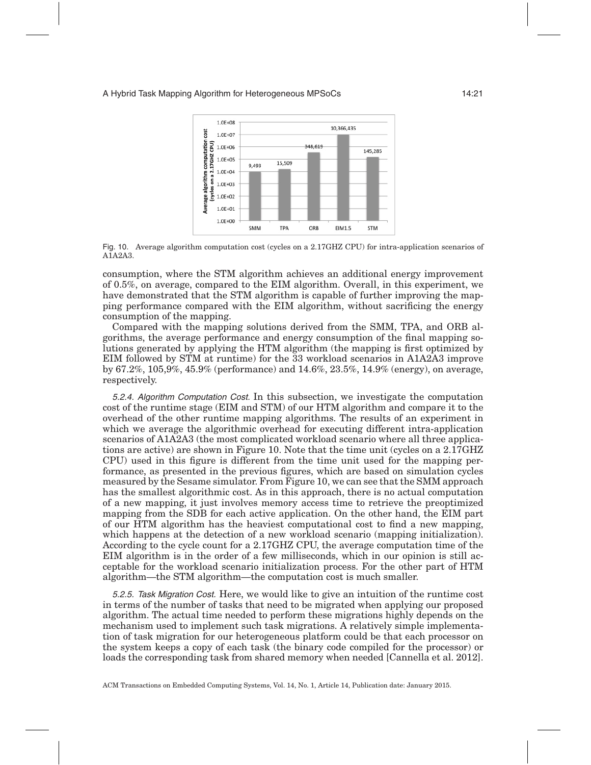Fig. 10. Average algorithm computation cost (cycles on a 2.17GHZ CPU) for intra-application scenarios of A1A2A3.

consumption, where the STM algorithm achieves an additional energy improvement of 0.5%, on average, compared to the EIM algorithm. Overall, in this experiment, we have demonstrated that the STM algorithm is capable of further improving the mapping performance compared with the EIM algorithm, without sacrificing the energy consumption of the mapping.

Compared with the mapping solutions derived from the SMM, TPA, and ORB algorithms, the average performance and energy consumption of the final mapping solutions generated by applying the HTM algorithm (the mapping is first optimized by EIM followed by STM at runtime) for the 33 workload scenarios in A1A2A3 improve by 67.2%, 105,9%, 45.9% (performance) and 14.6%, 23.5%, 14.9% (energy), on average, respectively.

*5.2.4. Algorithm Computation Cost.* In this subsection, we investigate the computation cost of the runtime stage (EIM and STM) of our HTM algorithm and compare it to the overhead of the other runtime mapping algorithms. The results of an experiment in which we average the algorithmic overhead for executing different intra-application scenarios of A1A2A3 (the most complicated workload scenario where all three applications are active) are shown in Figure 10. Note that the time unit (cycles on a 2.17GHZ CPU) used in this figure is different from the time unit used for the mapping performance, as presented in the previous figures, which are based on simulation cycles measured by the Sesame simulator. From Figure 10, we can see that the SMM approach has the smallest algorithmic cost. As in this approach, there is no actual computation of a new mapping, it just involves memory access time to retrieve the preoptimized mapping from the SDB for each active application. On the other hand, the EIM part of our HTM algorithm has the heaviest computational cost to find a new mapping, which happens at the detection of a new workload scenario (mapping initialization). According to the cycle count for a 2.17GHZ CPU, the average computation time of the EIM algorithm is in the order of a few milliseconds, which in our opinion is still acceptable for the workload scenario initialization process. For the other part of HTM algorithm—the STM algorithm—the computation cost is much smaller.

*5.2.5. Task Migration Cost.* Here, we would like to give an intuition of the runtime cost in terms of the number of tasks that need to be migrated when applying our proposed algorithm. The actual time needed to perform these migrations highly depends on the mechanism used to implement such task migrations. A relatively simple implementation of task migration for our heterogeneous platform could be that each processor on the system keeps a copy of each task (the binary code compiled for the processor) or loads the corresponding task from shared memory when needed [Cannella et al. 2012].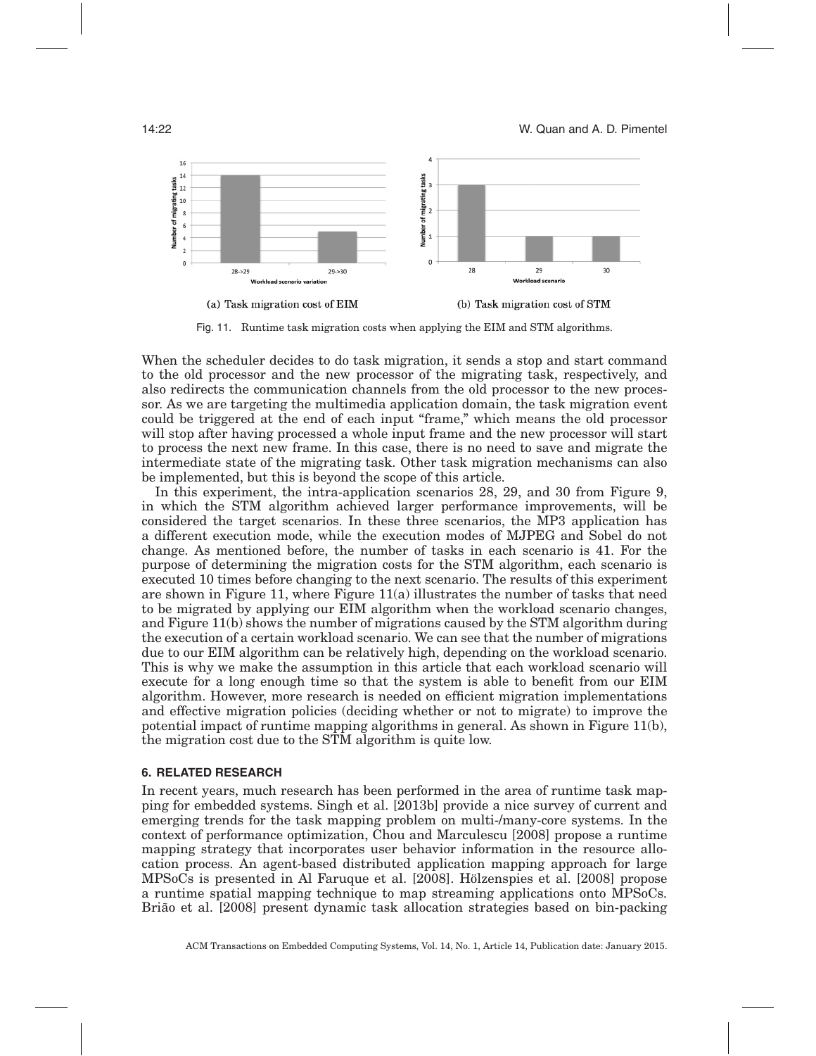(a) Task migration cost of EIM

(b) Task migration cost of STM

Fig. 11. Runtime task migration costs when applying the EIM and STM algorithms.

When the scheduler decides to do task migration, it sends a stop and start command to the old processor and the new processor of the migrating task, respectively, and also redirects the communication channels from the old processor to the new processor. As we are targeting the multimedia application domain, the task migration event could be triggered at the end of each input "frame," which means the old processor will stop after having processed a whole input frame and the new processor will start to process the next new frame. In this case, there is no need to save and migrate the intermediate state of the migrating task. Other task migration mechanisms can also be implemented, but this is beyond the scope of this article.

In this experiment, the intra-application scenarios 28, 29, and 30 from Figure 9, in which the STM algorithm achieved larger performance improvements, will be considered the target scenarios. In these three scenarios, the MP3 application has a different execution mode, while the execution modes of MJPEG and Sobel do not change. As mentioned before, the number of tasks in each scenario is 41. For the purpose of determining the migration costs for the STM algorithm, each scenario is executed 10 times before changing to the next scenario. The results of this experiment are shown in Figure 11, where Figure 11(a) illustrates the number of tasks that need to be migrated by applying our EIM algorithm when the workload scenario changes, and Figure 11(b) shows the number of migrations caused by the STM algorithm during the execution of a certain workload scenario. We can see that the number of migrations due to our EIM algorithm can be relatively high, depending on the workload scenario. This is why we make the assumption in this article that each workload scenario will execute for a long enough time so that the system is able to benefit from our EIM algorithm. However, more research is needed on efficient migration implementations and effective migration policies (deciding whether or not to migrate) to improve the potential impact of runtime mapping algorithms in general. As shown in Figure 11(b), the migration cost due to the STM algorithm is quite low.

## 6. RELATED RESEARCH

In recent years, much research has been performed in the area of runtime task mapping for embedded systems. Singh et al. [2013b] provide a nice survey of current and emerging trends for the task mapping problem on multi-/many-core systems. In the context of performance optimization, Chou and Marculescu [2008] propose a runtime mapping strategy that incorporates user behavior information in the resource allocation process. An agent-based distributed application mapping approach for large MPSoCs is presented in Al Faruque et al. [2008]. Hölzenspies et al. [2008] propose a runtime spatial mapping technique to map streaming applications onto MPSoCs. Brião et al. [2008] present dynamic task allocation strategies based on bin-packing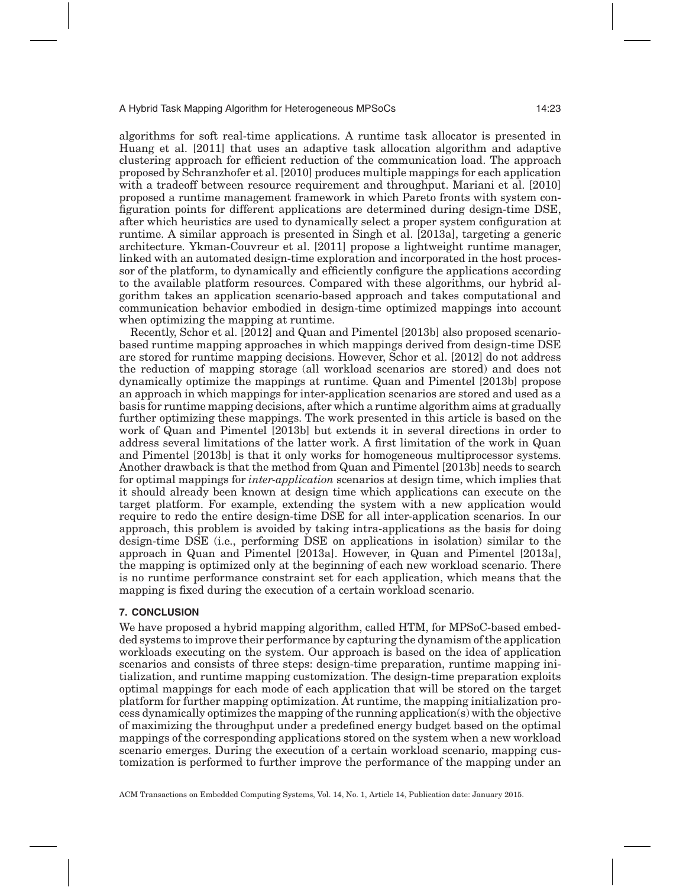algorithms for soft real-time applications. A runtime task allocator is presented in Huang et al. [2011] that uses an adaptive task allocation algorithm and adaptive clustering approach for efficient reduction of the communication load. The approach proposed by Schranzhofer et al. [2010] produces multiple mappings for each application with a tradeoff between resource requirement and throughput. Mariani et al. [2010] proposed a runtime management framework in which Pareto fronts with system configuration points for different applications are determined during design-time DSE, after which heuristics are used to dynamically select a proper system configuration at runtime. A similar approach is presented in Singh et al. [2013a], targeting a generic architecture. Ykman-Couvreur et al. [2011] propose a lightweight runtime manager, linked with an automated design-time exploration and incorporated in the host processor of the platform, to dynamically and efficiently configure the applications according to the available platform resources. Compared with these algorithms, our hybrid algorithm takes an application scenario-based approach and takes computational and communication behavior embodied in design-time optimized mappings into account when optimizing the mapping at runtime.

Recently, Schor et al. [2012] and Quan and Pimentel [2013b] also proposed scenario-based runtime mapping approaches in which mappings derived from design-time DSE are stored for runtime mapping decisions. However, Schor et al. [2012] do not address the reduction of mapping storage (all workload scenarios are stored) and does not dynamically optimize the mappings at runtime. Quan and Pimentel [2013b] propose an approach in which mappings for inter-application scenarios are stored and used as a basis for runtime mapping decisions, after which a runtime algorithm aims at gradually further optimizing these mappings. The work presented in this article is based on the work of Quan and Pimentel [2013b] but extends it in several directions in order to address several limitations of the latter work. A first limitation of the work in Quan and Pimentel [2013b] is that it only works for homogeneous multiprocessor systems. Another drawback is that the method from Quan and Pimentel [2013b] needs to search for optimal mappings for *inter-application* scenarios at design time, which implies that it should already been known at design time which applications can execute on the target platform. For example, extending the system with a new application would require to redo the entire design-time DSE for all inter-application scenarios. In our approach, this problem is avoided by taking intra-applications as the basis for doing design-time DSE (i.e., performing DSE on applications in isolation) similar to the approach in Quan and Pimentel [2013a]. However, in Quan and Pimentel [2013a], the mapping is optimized only at the beginning of each new workload scenario. There is no runtime performance constraint set for each application, which means that the mapping is fixed during the execution of a certain workload scenario.

## 7. CONCLUSION

We have proposed a hybrid mapping algorithm, called HTM, for MPSoC-based embedded systems to improve their performance by capturing the dynamism of the application workloads executing on the system. Our approach is based on the idea of application scenarios and consists of three steps: design-time preparation, runtime mapping initialization, and runtime mapping customization. The design-time preparation exploits optimal mappings for each mode of each application that will be stored on the target platform for further mapping optimization. At runtime, the mapping initialization process dynamically optimizes the mapping of the running application(s) with the objective of maximizing the throughput under a predefined energy budget based on the optimal mappings of the corresponding applications stored on the system when a new workload scenario emerges. During the execution of a certain workload scenario, mapping customization is performed to further improve the performance of the mapping under an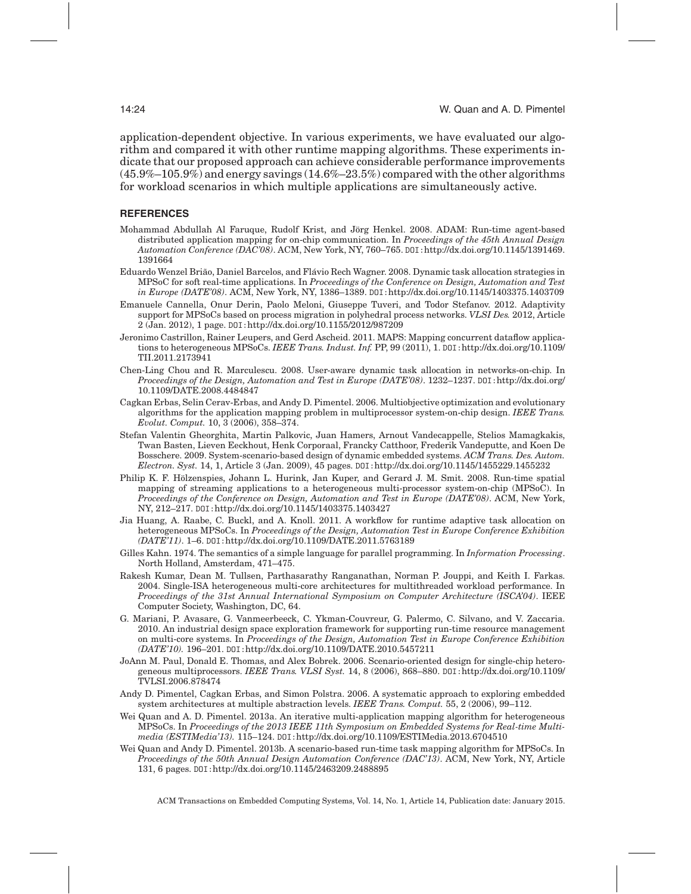application-dependent objective. In various experiments, we have evaluated our algorithm and compared it with other runtime mapping algorithms. These experiments indicate that our proposed approach can achieve considerable performance improvements (45.9%–105.9%) and energy savings (14.6%–23.5%) compared with the other algorithms for workload scenarios in which multiple applications are simultaneously active.

## REFERENCES

Mohammad Abdullah Al Faruque, Rudolf Krist, and Jörg Henkel. 2008. ADAM: Run-time agent-based distributed application mapping for on-chip communication. In *Proceedings of the 45th Annual Design Automation Conference (DAC'08)*. ACM, New York, NY, 760–765. DOI: http://dx.doi.org/10.1145/1391469.1391664

Eduardo Wenzel Brião, Daniel Barcelos, and Flávio Rech Wagner. 2008. Dynamic task allocation strategies in MPSoC for soft real-time applications. In *Proceedings of the Conference on Design, Automation and Test in Europe (DATE'08)*. ACM, New York, NY, 1386–1389. DOI: http://dx.doi.org/10.1145/1403375.1403709

Emanuele Cannella, Onur Derin, Paolo Meloni, Giuseppe Tuveri, and Todor Stefanov. 2012. Adaptivity support for MPSoCs based on process migration in polyhedral process networks. *VLSI Des.* 2012, Article 2 (Jan. 2012), 1 page. DOI: http://dx.doi.org/10.1155/2012/987209

Jeronimo Castrillon, Rainer Leupers, and Gerd Ascheid. 2011. MAPS: Mapping concurrent dataflow applications to heterogeneous MPSoCs. *IEEE Trans. Indust. Inf.* PP, 99 (2011), 1. DOI: http://dx.doi.org/10.1109/TII.2011.2173941

Chen-Ling Chou and R. Marculescu. 2008. User-aware dynamic task allocation in networks-on-chip. In *Proceedings of the Design, Automation and Test in Europe (DATE'08)*. 1232–1237. DOI: http://dx.doi.org/10.1109/DATE.2008.4484847

Cagkan Erbas, Selin Cerav-Erbas, and Andy D. Pimentel. 2006. Multiobjective optimization and evolutionary algorithms for the application mapping problem in multiprocessor system-on-chip design. *IEEE Trans. Evolut. Comput.* 10, 3 (2006), 358–374.

Stefan Valentin Gheorghita, Martin Palkovic, Juan Hamers, Arnout Vandecappelle, Stelios Mamagkakis, Twan Basten, Lieven Eeckhout, Henk Corporaal, Francky Catthoor, Frederik Vandeputte, and Koen De Bosschere. 2009. System-scenario-based design of dynamic embedded systems. *ACM Trans. Des. Autom. Electron. Syst.* 14, 1, Article 3 (Jan. 2009), 45 pages. DOI: http://dx.doi.org/10.1145/1455229.1455232

Philip K. F. Hölzenspies, Johann L. Hurink, Jan Kuper, and Gerard J. M. Smit. 2008. Run-time spatial mapping of streaming applications to a heterogeneous multi-processor system-on-chip (MPSoC). In *Proceedings of the Conference on Design, Automation and Test in Europe (DATE'08)*. ACM, New York, NY, 212–217. DOI: http://dx.doi.org/10.1145/1403375.1403427

Jia Huang, A. Raabe, C. Buckl, and A. Knoll. 2011. A workflow for runtime adaptive task allocation on heterogeneous MPSoCs. In *Proceedings of the Design, Automation Test in Europe Conference Exhibition (DATE'11)*. 1–6. DOI: http://dx.doi.org/10.1109/DATE.2011.5763189

Gilles Kahn. 1974. The semantics of a simple language for parallel programming. In *Information Processing*. North Holland, Amsterdam, 471–475.

Rakesh Kumar, Dean M. Tullsen, Parthasarathy Ranganathan, Norman P. Jouppi, and Keith I. Farkas. 2004. Single-ISA heterogeneous multi-core architectures for multithreaded workload performance. In *Proceedings of the 31st Annual International Symposium on Computer Architecture (ISCA'04)*. IEEE Computer Society, Washington, DC, 64.

G. Mariani, P. Avasare, G. Vanmeerbeeck, C. Ykman-Couvreur, G. Palermo, C. Silvano, and V. Zaccaria. 2010. An industrial design space exploration framework for supporting run-time resource management on multi-core systems. In *Proceedings of the Design, Automation Test in Europe Conference Exhibition (DATE'10)*. 196–201. DOI: http://dx.doi.org/10.1109/DATE.2010.5457211

JoAnn M. Paul, Donald E. Thomas, and Alex Bobrek. 2006. Scenario-oriented design for single-chip heterogeneous multiprocessors. *IEEE Trans. VLSI Syst.* 14, 8 (2006), 868–880. DOI: http://dx.doi.org/10.1109/TVLSI.2006.878474

Andy D. Pimentel, Cagkan Erbas, and Simon Polstra. 2006. A systematic approach to exploring embedded system architectures at multiple abstraction levels. *IEEE Trans. Comput.* 55, 2 (2006), 99–112.

Wei Quan and A. D. Pimentel. 2013a. An iterative multi-application mapping algorithm for heterogeneous MPSoCs. In *Proceedings of the 2013 IEEE 11th Symposium on Embedded Systems for Real-time Multimedia (ESTIMedia'13)*. 115–124. DOI: http://dx.doi.org/10.1109/ESTIMedia.2013.6704510

Wei Quan and Andy D. Pimentel. 2013b. A scenario-based run-time task mapping algorithm for MPSoCs. In *Proceedings of the 50th Annual Design Automation Conference (DAC'13)*. ACM, New York, NY, Article 131, 6 pages. DOI: http://dx.doi.org/10.1145/2463209.2488895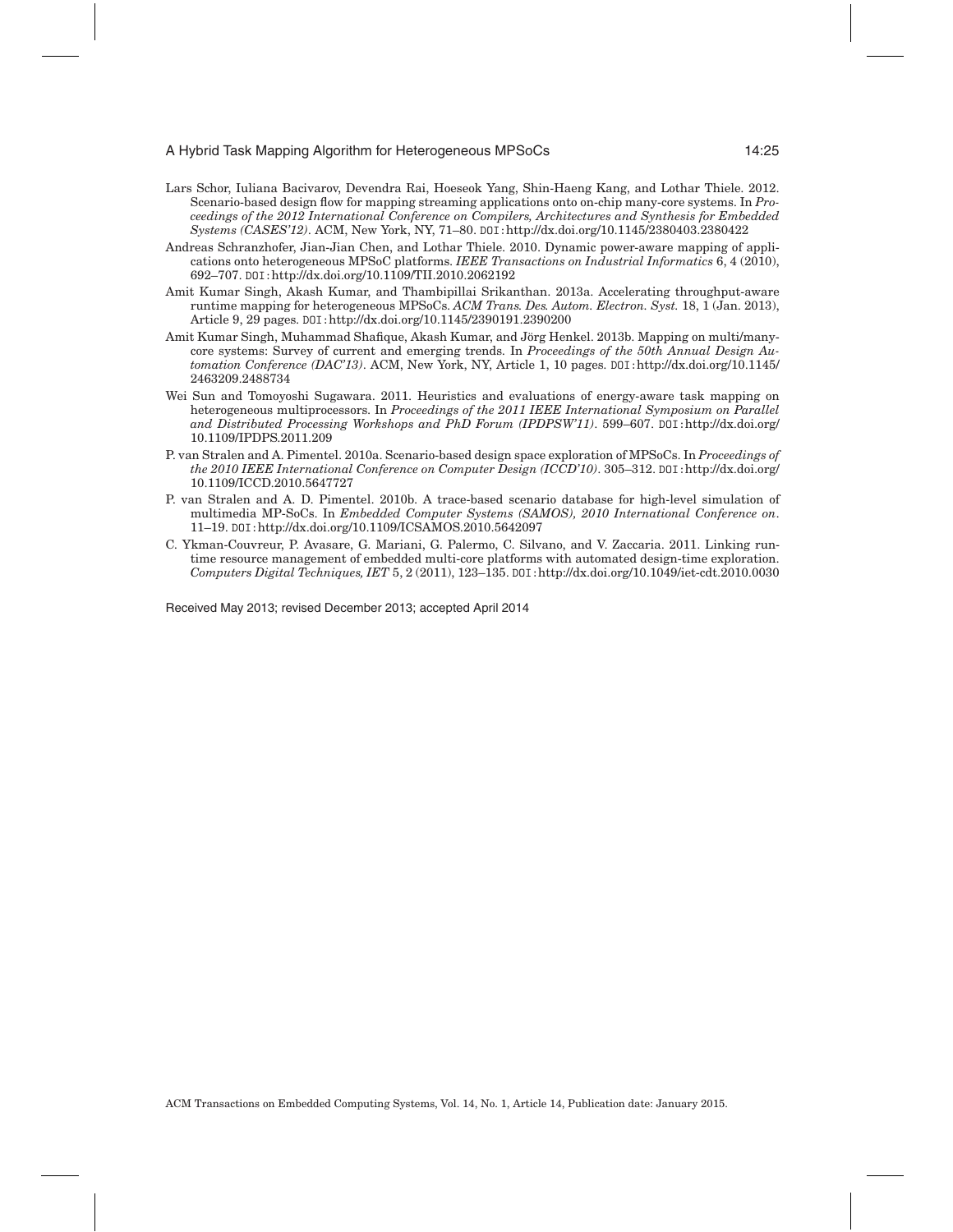Lars Schor, Iuliana Bacivarov, Devendra Rai, Hoeseok Yang, Shin-Haeng Kang, and Lothar Thiele. 2012. Scenario-based design flow for mapping streaming applications onto on-chip many-core systems. In *Proceedings of the 2012 International Conference on Compilers, Architectures and Synthesis for Embedded Systems (CASES'12)*. ACM, New York, NY, 71–80. DOI: http://dx.doi.org/10.1145/2380403.2380422

Andreas Schranzhofer, Jian-Jian Chen, and Lothar Thiele. 2010. Dynamic power-aware mapping of applications onto heterogeneous MPSoC platforms. *IEEE Transactions on Industrial Informatics* 6, 4 (2010), 692–707. DOI: http://dx.doi.org/10.1109/TII.2010.2062192

Amit Kumar Singh, Akash Kumar, and Thambipillai Srikanthan. 2013a. Accelerating throughput-aware runtime mapping for heterogeneous MPSoCs. *ACM Trans. Des. Autom. Electron. Syst.* 18, 1 (Jan. 2013), Article 9, 29 pages. DOI: http://dx.doi.org/10.1145/2390191.2390200

Amit Kumar Singh, Muhammad Shafique, Akash Kumar, and Jörg Henkel. 2013b. Mapping on multi/many-core systems: Survey of current and emerging trends. In *Proceedings of the 50th Annual Design Automation Conference (DAC'13)*. ACM, New York, NY, Article 1, 10 pages. DOI: http://dx.doi.org/10.1145/2463209.2488734

Wei Sun and Tomoyoshi Sugawara. 2011. Heuristics and evaluations of energy-aware task mapping on heterogeneous multiprocessors. In *Proceedings of the 2011 IEEE International Symposium on Parallel and Distributed Processing Workshops and PhD Forum (IPDPSW'11)*. 599–607. DOI: http://dx.doi.org/10.1109/IPDPS.2011.209

P. van Stralen and A. Pimentel. 2010a. Scenario-based design space exploration of MPSoCs. In *Proceedings of the 2010 IEEE International Conference on Computer Design (ICCD'10)*. 305–312. DOI: http://dx.doi.org/10.1109/ICCD.2010.5647727

P. van Stralen and A. D. Pimentel. 2010b. A trace-based scenario database for high-level simulation of multimedia MP-SoCs. In *Embedded Computer Systems (SAMOS), 2010 International Conference on*. 11–19. DOI: http://dx.doi.org/10.1109/ICSAMOS.2010.5642097

C. Ykman-Couvreur, P. Avasare, G. Mariani, G. Palermo, C. Silvano, and V. Zaccaria. 2011. Linking run-time resource management of embedded multi-core platforms with automated design-time exploration. *Computers Digital Techniques, IET* 5, 2 (2011), 123–135. DOI: http://dx.doi.org/10.1049/iet-cdt.2010.0030

Received May 2013; revised December 2013; accepted April 2014